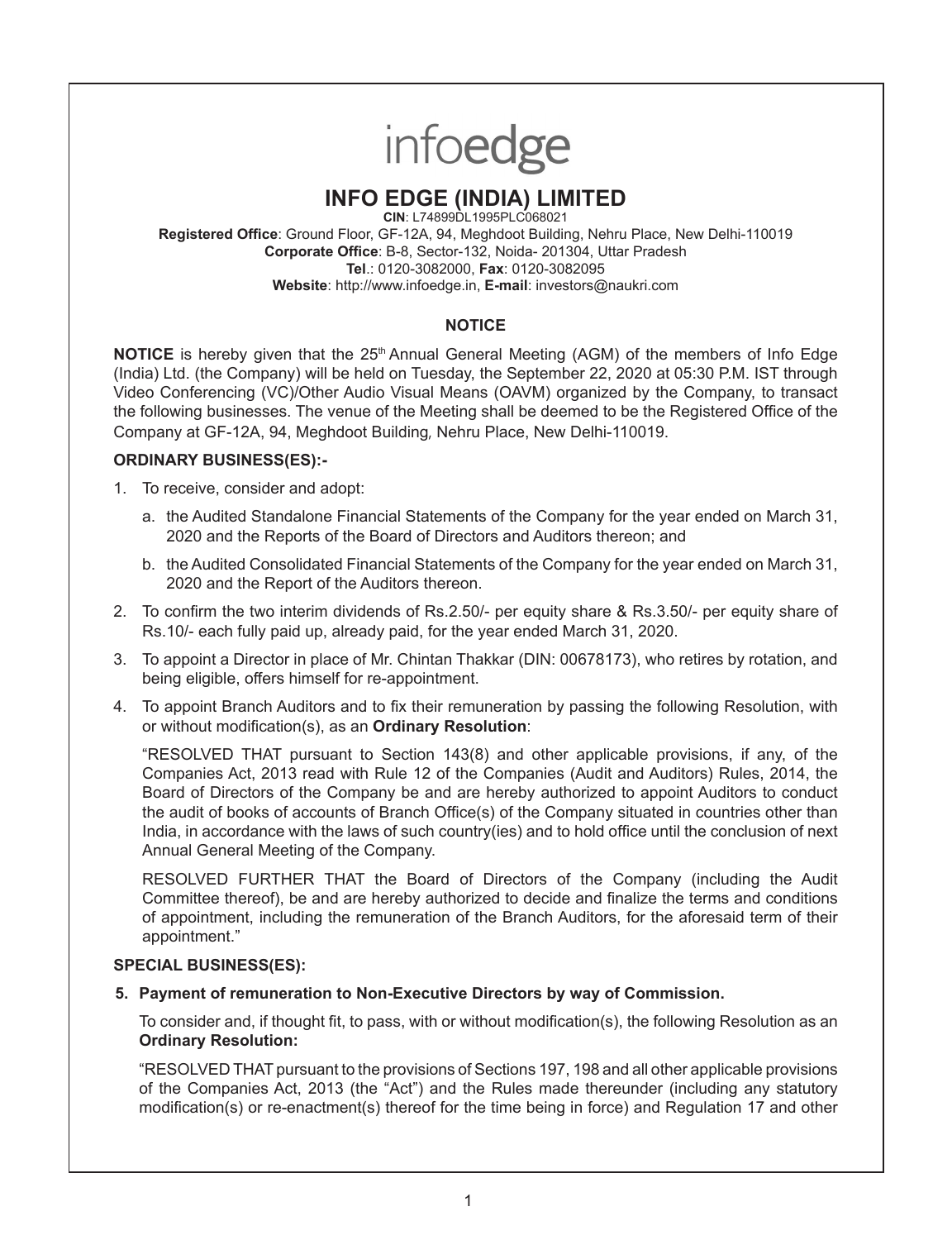infoedge

# INFO EDGE (INDIA) LIMITED

**CIN**: L74899DL1995PLC068021

**Registered Office**: Ground Floor, GF-12A, 94, Meghdoot Building, Nehru Place, New Delhi-110019

**Corporate Office**: B-8, Sector-132, Noida- 201304, Uttar Pradesh

**Tel**.: 0120-3082000, **Fax**: 0120-3082095

**Website**: http://www.infoedge.in, **E-mail**: investors@naukri.com

## NOTICE

**NOTICE** is hereby given that the 25th Annual General Meeting (AGM) of the members of Info Edge (India) Ltd. (the Company) will be held on Tuesday, the September 22, 2020 at 05:30 P.M. IST through Video Conferencing (VC)/Other Audio Visual Means (OAVM) organized by the Company, to transact the following businesses. The venue of the Meeting shall be deemed to be the Registered Office of the Company at GF-12A, 94, Meghdoot Building, Nehru Place, New Delhi-110019.

### ORDINARY BUSINESS(ES):-

1. To receive, consider and adopt:

   a. the Audited Standalone Financial Statements of the Company for the year ended on March 31, 2020 and the Reports of the Board of Directors and Auditors thereon; and

   b. the Audited Consolidated Financial Statements of the Company for the year ended on March 31, 2020 and the Report of the Auditors thereon.

2. To confirm the two interim dividends of Rs.2.50/- per equity share & Rs.3.50/- per equity share of Rs.10/- each fully paid up, already paid, for the year ended March 31, 2020.

3. To appoint a Director in place of Mr. Chintan Thakkar (DIN: 00678173), who retires by rotation, and being eligible, offers himself for re-appointment.

4. To appoint Branch Auditors and to fix their remuneration by passing the following Resolution, with or without modification(s), as an **Ordinary Resolution**:

   "RESOLVED THAT pursuant to Section 143(8) and other applicable provisions, if any, of the Companies Act, 2013 read with Rule 12 of the Companies (Audit and Auditors) Rules, 2014, the Board of Directors of the Company be and are hereby authorized to appoint Auditors to conduct the audit of books of accounts of Branch Office(s) of the Company situated in countries other than India, in accordance with the laws of such country(ies) and to hold office until the conclusion of next Annual General Meeting of the Company.

   RESOLVED FURTHER THAT the Board of Directors of the Company (including the Audit Committee thereof), be and are hereby authorized to decide and finalize the terms and conditions of appointment, including the remuneration of the Branch Auditors, for the aforesaid term of their appointment."

### SPECIAL BUSINESS(ES):

**5. Payment of remuneration to Non-Executive Directors by way of Commission.**

To consider and, if thought fit, to pass, with or without modification(s), the following Resolution as an **Ordinary Resolution:**

"RESOLVED THAT pursuant to the provisions of Sections 197, 198 and all other applicable provisions of the Companies Act, 2013 (the "Act") and the Rules made thereunder (including any statutory modification(s) or re-enactment(s) thereof for the time being in force) and Regulation 17 and other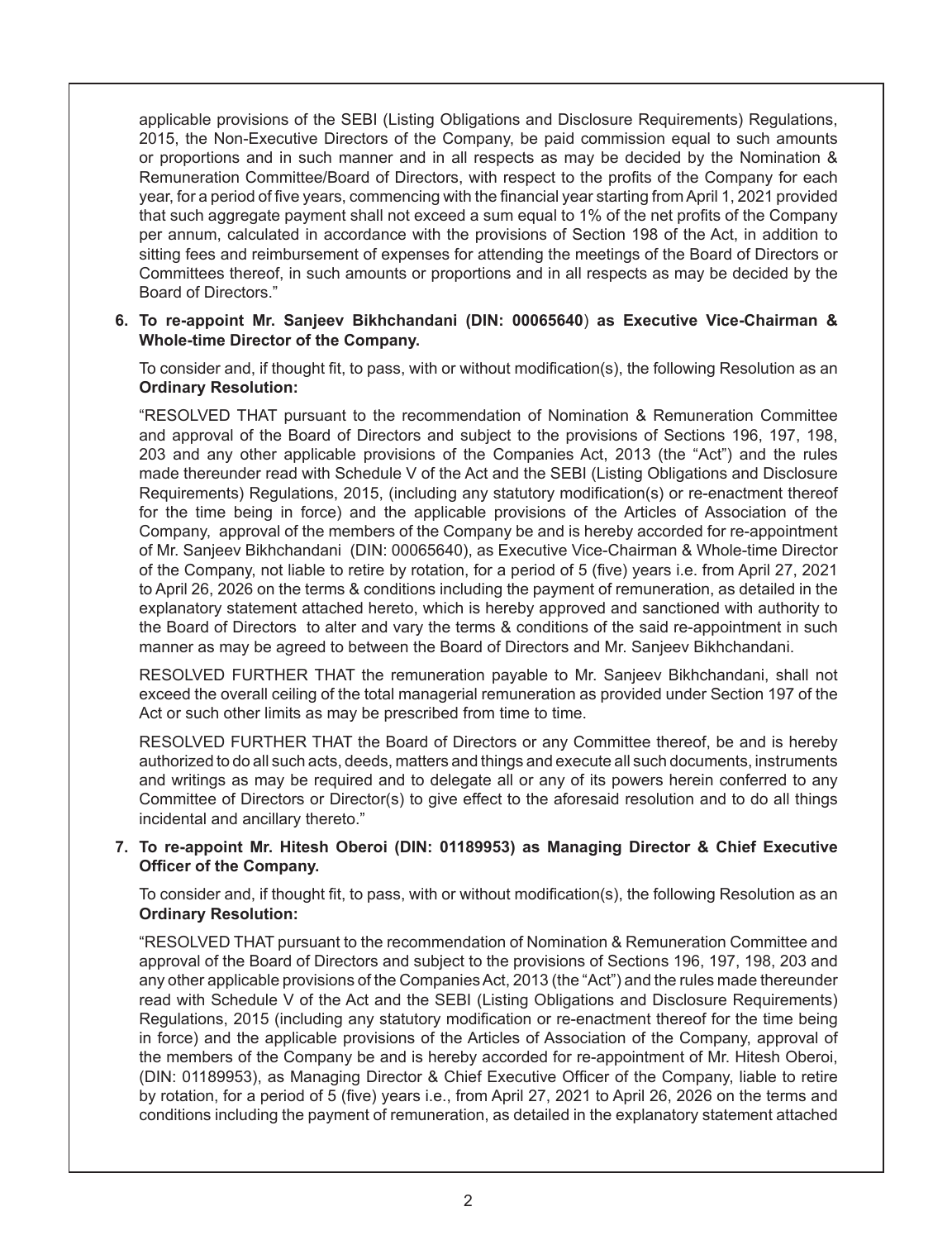applicable provisions of the SEBI (Listing Obligations and Disclosure Requirements) Regulations, 2015, the Non-Executive Directors of the Company, be paid commission equal to such amounts or proportions and in such manner and in all respects as may be decided by the Nomination & Remuneration Committee/Board of Directors, with respect to the profits of the Company for each year, for a period of five years, commencing with the financial year starting from April 1, 2021 provided that such aggregate payment shall not exceed a sum equal to 1% of the net profits of the Company per annum, calculated in accordance with the provisions of Section 198 of the Act, in addition to sitting fees and reimbursement of expenses for attending the meetings of the Board of Directors or Committees thereof, in such amounts or proportions and in all respects as may be decided by the Board of Directors."

**6. To re-appoint Mr. Sanjeev Bikhchandani (DIN: 00065640) as Executive Vice-Chairman & Whole-time Director of the Company.**

To consider and, if thought fit, to pass, with or without modification(s), the following Resolution as an **Ordinary Resolution:**

"RESOLVED THAT pursuant to the recommendation of Nomination & Remuneration Committee and approval of the Board of Directors and subject to the provisions of Sections 196, 197, 198, 203 and any other applicable provisions of the Companies Act, 2013 (the "Act") and the rules made thereunder read with Schedule V of the Act and the SEBI (Listing Obligations and Disclosure Requirements) Regulations, 2015, (including any statutory modification(s) or re-enactment thereof for the time being in force) and the applicable provisions of the Articles of Association of the Company, approval of the members of the Company be and is hereby accorded for re-appointment of Mr. Sanjeev Bikhchandani (DIN: 00065640), as Executive Vice-Chairman & Whole-time Director of the Company, not liable to retire by rotation, for a period of 5 (five) years i.e. from April 27, 2021 to April 26, 2026 on the terms & conditions including the payment of remuneration, as detailed in the explanatory statement attached hereto, which is hereby approved and sanctioned with authority to the Board of Directors to alter and vary the terms & conditions of the said re-appointment in such manner as may be agreed to between the Board of Directors and Mr. Sanjeev Bikhchandani.

RESOLVED FURTHER THAT the remuneration payable to Mr. Sanjeev Bikhchandani, shall not exceed the overall ceiling of the total managerial remuneration as provided under Section 197 of the Act or such other limits as may be prescribed from time to time.

RESOLVED FURTHER THAT the Board of Directors or any Committee thereof, be and is hereby authorized to do all such acts, deeds, matters and things and execute all such documents, instruments and writings as may be required and to delegate all or any of its powers herein conferred to any Committee of Directors or Director(s) to give effect to the aforesaid resolution and to do all things incidental and ancillary thereto."

**7. To re-appoint Mr. Hitesh Oberoi (DIN: 01189953) as Managing Director & Chief Executive Officer of the Company.**

To consider and, if thought fit, to pass, with or without modification(s), the following Resolution as an **Ordinary Resolution:**

"RESOLVED THAT pursuant to the recommendation of Nomination & Remuneration Committee and approval of the Board of Directors and subject to the provisions of Sections 196, 197, 198, 203 and any other applicable provisions of the Companies Act, 2013 (the "Act") and the rules made thereunder read with Schedule V of the Act and the SEBI (Listing Obligations and Disclosure Requirements) Regulations, 2015 (including any statutory modification or re-enactment thereof for the time being in force) and the applicable provisions of the Articles of Association of the Company, approval of the members of the Company be and is hereby accorded for re-appointment of Mr. Hitesh Oberoi, (DIN: 01189953), as Managing Director & Chief Executive Officer of the Company, liable to retire by rotation, for a period of 5 (five) years i.e., from April 27, 2021 to April 26, 2026 on the terms and conditions including the payment of remuneration, as detailed in the explanatory statement attached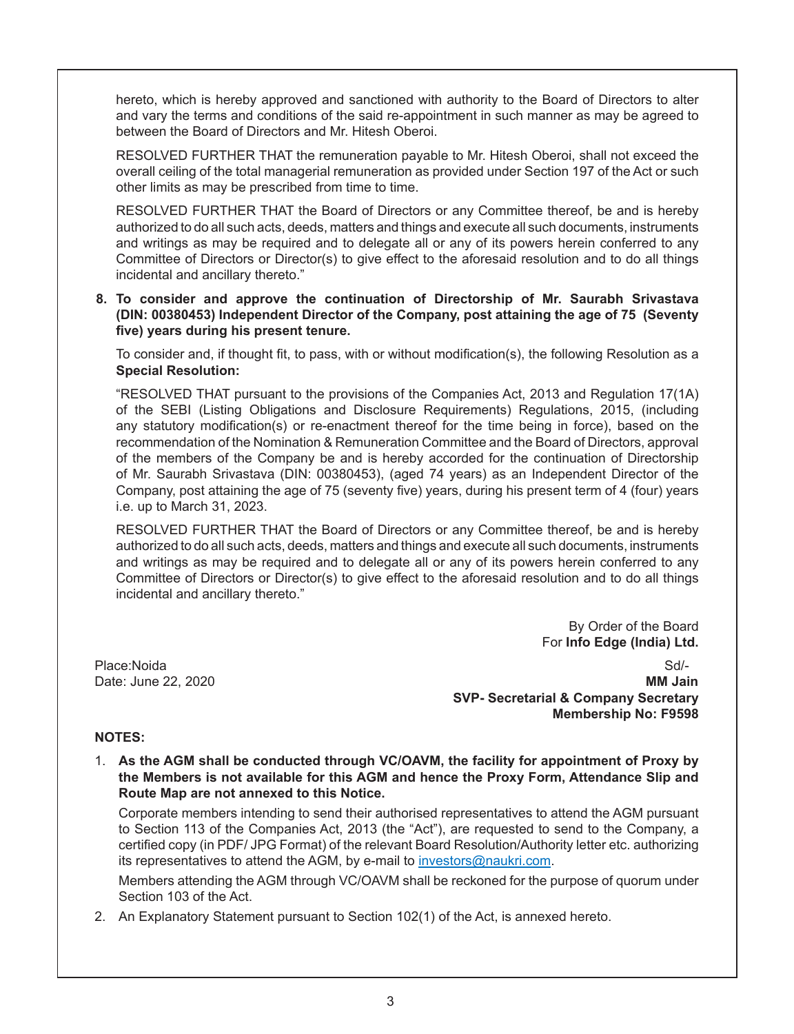hereto, which is hereby approved and sanctioned with authority to the Board of Directors to alter and vary the terms and conditions of the said re-appointment in such manner as may be agreed to between the Board of Directors and Mr. Hitesh Oberoi.

RESOLVED FURTHER THAT the remuneration payable to Mr. Hitesh Oberoi, shall not exceed the overall ceiling of the total managerial remuneration as provided under Section 197 of the Act or such other limits as may be prescribed from time to time.

RESOLVED FURTHER THAT the Board of Directors or any Committee thereof, be and is hereby authorized to do all such acts, deeds, matters and things and execute all such documents, instruments and writings as may be required and to delegate all or any of its powers herein conferred to any Committee of Directors or Director(s) to give effect to the aforesaid resolution and to do all things incidental and ancillary thereto."

8. **To consider and approve the continuation of Directorship of Mr. Saurabh Srivastava (DIN: 00380453) Independent Director of the Company, post attaining the age of 75 (Seventy five) years during his present tenure.**

To consider and, if thought fit, to pass, with or without modification(s), the following Resolution as a **Special Resolution:**

"RESOLVED THAT pursuant to the provisions of the Companies Act, 2013 and Regulation 17(1A) of the SEBI (Listing Obligations and Disclosure Requirements) Regulations, 2015, (including any statutory modification(s) or re-enactment thereof for the time being in force), based on the recommendation of the Nomination & Remuneration Committee and the Board of Directors, approval of the members of the Company be and is hereby accorded for the continuation of Directorship of Mr. Saurabh Srivastava (DIN: 00380453), (aged 74 years) as an Independent Director of the Company, post attaining the age of 75 (seventy five) years, during his present term of 4 (four) years i.e. up to March 31, 2023.

RESOLVED FURTHER THAT the Board of Directors or any Committee thereof, be and is hereby authorized to do all such acts, deeds, matters and things and execute all such documents, instruments and writings as may be required and to delegate all or any of its powers herein conferred to any Committee of Directors or Director(s) to give effect to the aforesaid resolution and to do all things incidental and ancillary thereto."

By Order of the Board
For **Info Edge (India) Ltd.**

Place:Noida
Date: June 22, 2020

Sd/-
**MM Jain**
**SVP- Secretarial & Company Secretary**
**Membership No: F9598**

**NOTES:**

1. **As the AGM shall be conducted through VC/OAVM, the facility for appointment of Proxy by the Members is not available for this AGM and hence the Proxy Form, Attendance Slip and Route Map are not annexed to this Notice.**

   Corporate members intending to send their authorised representatives to attend the AGM pursuant to Section 113 of the Companies Act, 2013 (the "Act"), are requested to send to the Company, a certified copy (in PDF/ JPG Format) of the relevant Board Resolution/Authority letter etc. authorizing its representatives to attend the AGM, by e-mail to investors@naukri.com.

   Members attending the AGM through VC/OAVM shall be reckoned for the purpose of quorum under Section 103 of the Act.

2. An Explanatory Statement pursuant to Section 102(1) of the Act, is annexed hereto.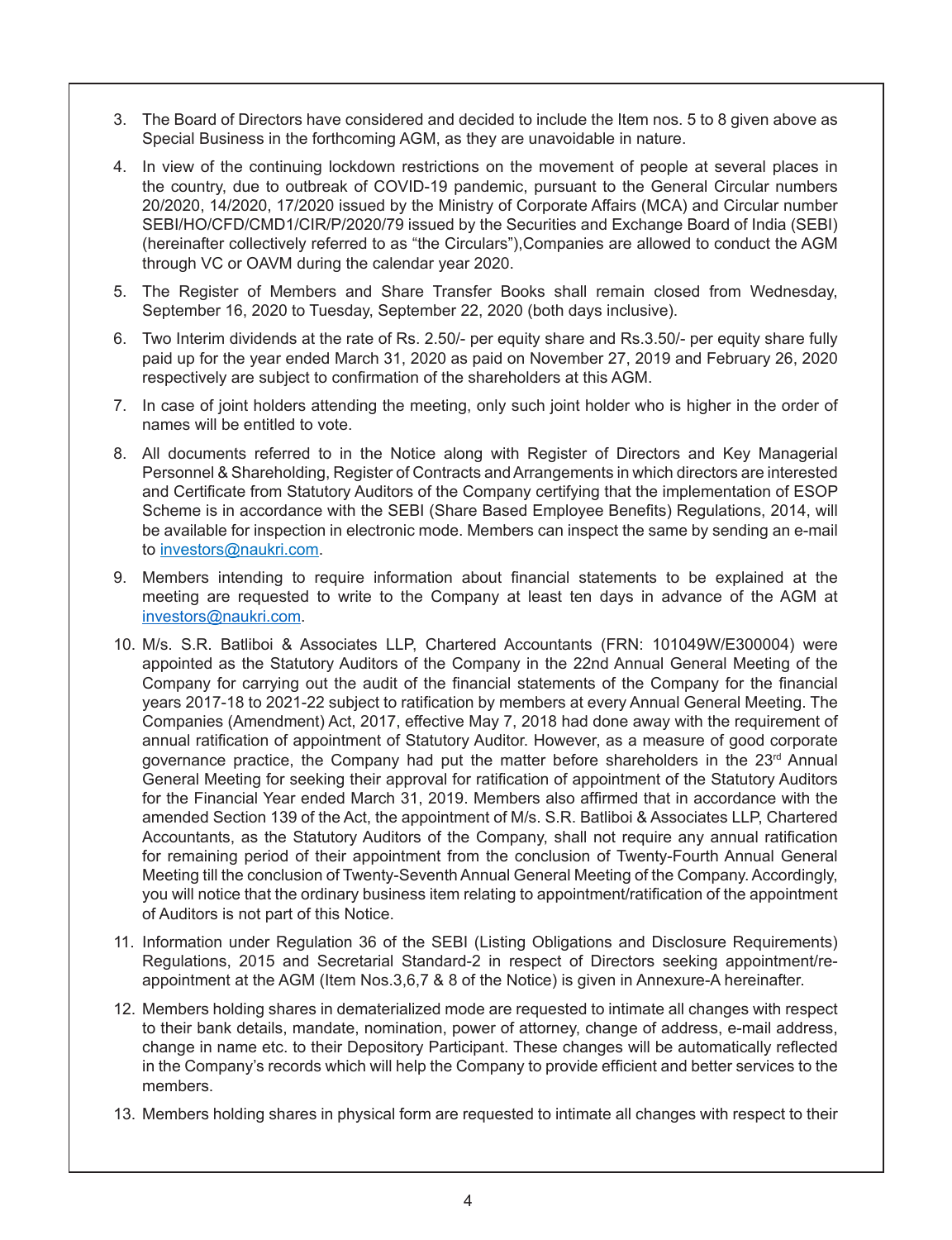3. The Board of Directors have considered and decided to include the Item nos. 5 to 8 given above as Special Business in the forthcoming AGM, as they are unavoidable in nature.

4. In view of the continuing lockdown restrictions on the movement of people at several places in the country, due to outbreak of COVID-19 pandemic, pursuant to the General Circular numbers 20/2020, 14/2020, 17/2020 issued by the Ministry of Corporate Affairs (MCA) and Circular number SEBI/HO/CFD/CMD1/CIR/P/2020/79 issued by the Securities and Exchange Board of India (SEBI) (hereinafter collectively referred to as "the Circulars"),Companies are allowed to conduct the AGM through VC or OAVM during the calendar year 2020.

5. The Register of Members and Share Transfer Books shall remain closed from Wednesday, September 16, 2020 to Tuesday, September 22, 2020 (both days inclusive).

6. Two Interim dividends at the rate of Rs. 2.50/- per equity share and Rs.3.50/- per equity share fully paid up for the year ended March 31, 2020 as paid on November 27, 2019 and February 26, 2020 respectively are subject to confirmation of the shareholders at this AGM.

7. In case of joint holders attending the meeting, only such joint holder who is higher in the order of names will be entitled to vote.

8. All documents referred to in the Notice along with Register of Directors and Key Managerial Personnel & Shareholding, Register of Contracts and Arrangements in which directors are interested and Certificate from Statutory Auditors of the Company certifying that the implementation of ESOP Scheme is in accordance with the SEBI (Share Based Employee Benefits) Regulations, 2014, will be available for inspection in electronic mode. Members can inspect the same by sending an e-mail to investors@naukri.com.

9. Members intending to require information about financial statements to be explained at the meeting are requested to write to the Company at least ten days in advance of the AGM at investors@naukri.com.

10. M/s. S.R. Batliboi & Associates LLP, Chartered Accountants (FRN: 101049W/E300004) were appointed as the Statutory Auditors of the Company in the 22nd Annual General Meeting of the Company for carrying out the audit of the financial statements of the Company for the financial years 2017-18 to 2021-22 subject to ratification by members at every Annual General Meeting. The Companies (Amendment) Act, 2017, effective May 7, 2018 had done away with the requirement of annual ratification of appointment of Statutory Auditor. However, as a measure of good corporate governance practice, the Company had put the matter before shareholders in the 23rd Annual General Meeting for seeking their approval for ratification of appointment of the Statutory Auditors for the Financial Year ended March 31, 2019. Members also affirmed that in accordance with the amended Section 139 of the Act, the appointment of M/s. S.R. Batliboi & Associates LLP, Chartered Accountants, as the Statutory Auditors of the Company, shall not require any annual ratification for remaining period of their appointment from the conclusion of Twenty-Fourth Annual General Meeting till the conclusion of Twenty-Seventh Annual General Meeting of the Company. Accordingly, you will notice that the ordinary business item relating to appointment/ratification of the appointment of Auditors is not part of this Notice.

11. Information under Regulation 36 of the SEBI (Listing Obligations and Disclosure Requirements) Regulations, 2015 and Secretarial Standard-2 in respect of Directors seeking appointment/re-appointment at the AGM (Item Nos.3,6,7 & 8 of the Notice) is given in Annexure-A hereinafter.

12. Members holding shares in dematerialized mode are requested to intimate all changes with respect to their bank details, mandate, nomination, power of attorney, change of address, e-mail address, change in name etc. to their Depository Participant. These changes will be automatically reflected in the Company's records which will help the Company to provide efficient and better services to the members.

13. Members holding shares in physical form are requested to intimate all changes with respect to their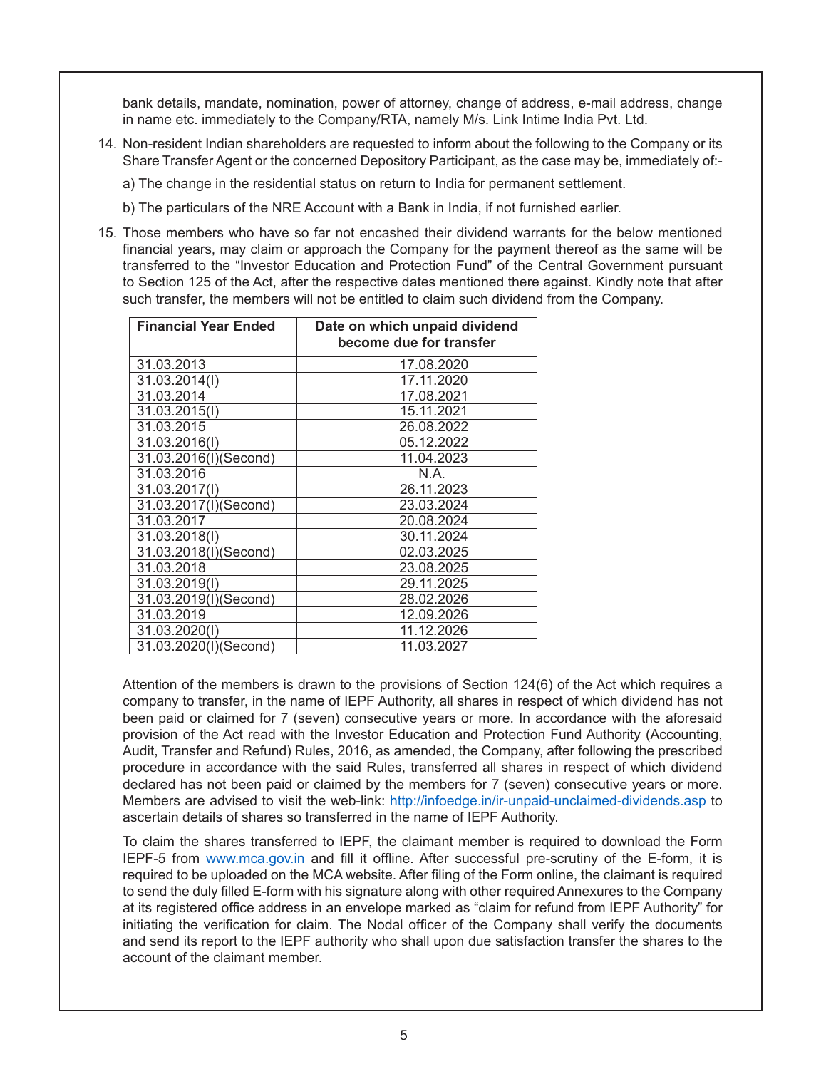bank details, mandate, nomination, power of attorney, change of address, e-mail address, change in name etc. immediately to the Company/RTA, namely M/s. Link Intime India Pvt. Ltd.

14. Non-resident Indian shareholders are requested to inform about the following to the Company or its Share Transfer Agent or the concerned Depository Participant, as the case may be, immediately of:-

    a) The change in the residential status on return to India for permanent settlement.

    b) The particulars of the NRE Account with a Bank in India, if not furnished earlier.

15. Those members who have so far not encashed their dividend warrants for the below mentioned financial years, may claim or approach the Company for the payment thereof as the same will be transferred to the "Investor Education and Protection Fund" of the Central Government pursuant to Section 125 of the Act, after the respective dates mentioned there against. Kindly note that after such transfer, the members will not be entitled to claim such dividend from the Company.

| Financial Year Ended | Date on which unpaid dividend become due for transfer |
|---|---|
| 31.03.2013 | 17.08.2020 |
| 31.03.2014(I) | 17.11.2020 |
| 31.03.2014 | 17.08.2021 |
| 31.03.2015(I) | 15.11.2021 |
| 31.03.2015 | 26.08.2022 |
| 31.03.2016(I) | 05.12.2022 |
| 31.03.2016(I)(Second) | 11.04.2023 |
| 31.03.2016 | N.A. |
| 31.03.2017(I) | 26.11.2023 |
| 31.03.2017(I)(Second) | 23.03.2024 |
| 31.03.2017 | 20.08.2024 |
| 31.03.2018(I) | 30.11.2024 |
| 31.03.2018(I)(Second) | 02.03.2025 |
| 31.03.2018 | 23.08.2025 |
| 31.03.2019(I) | 29.11.2025 |
| 31.03.2019(I)(Second) | 28.02.2026 |
| 31.03.2019 | 12.09.2026 |
| 31.03.2020(I) | 11.12.2026 |
| 31.03.2020(I)(Second) | 11.03.2027 |

Attention of the members is drawn to the provisions of Section 124(6) of the Act which requires a company to transfer, in the name of IEPF Authority, all shares in respect of which dividend has not been paid or claimed for 7 (seven) consecutive years or more. In accordance with the aforesaid provision of the Act read with the Investor Education and Protection Fund Authority (Accounting, Audit, Transfer and Refund) Rules, 2016, as amended, the Company, after following the prescribed procedure in accordance with the said Rules, transferred all shares in respect of which dividend declared has not been paid or claimed by the members for 7 (seven) consecutive years or more. Members are advised to visit the web-link: http://infoedge.in/ir-unpaid-unclaimed-dividends.asp to ascertain details of shares so transferred in the name of IEPF Authority.

To claim the shares transferred to IEPF, the claimant member is required to download the Form IEPF-5 from www.mca.gov.in and fill it offline. After successful pre-scrutiny of the E-form, it is required to be uploaded on the MCA website. After filing of the Form online, the claimant is required to send the duly filled E-form with his signature along with other required Annexures to the Company at its registered office address in an envelope marked as "claim for refund from IEPF Authority" for initiating the verification for claim. The Nodal officer of the Company shall verify the documents and send its report to the IEPF authority who shall upon due satisfaction transfer the shares to the account of the claimant member.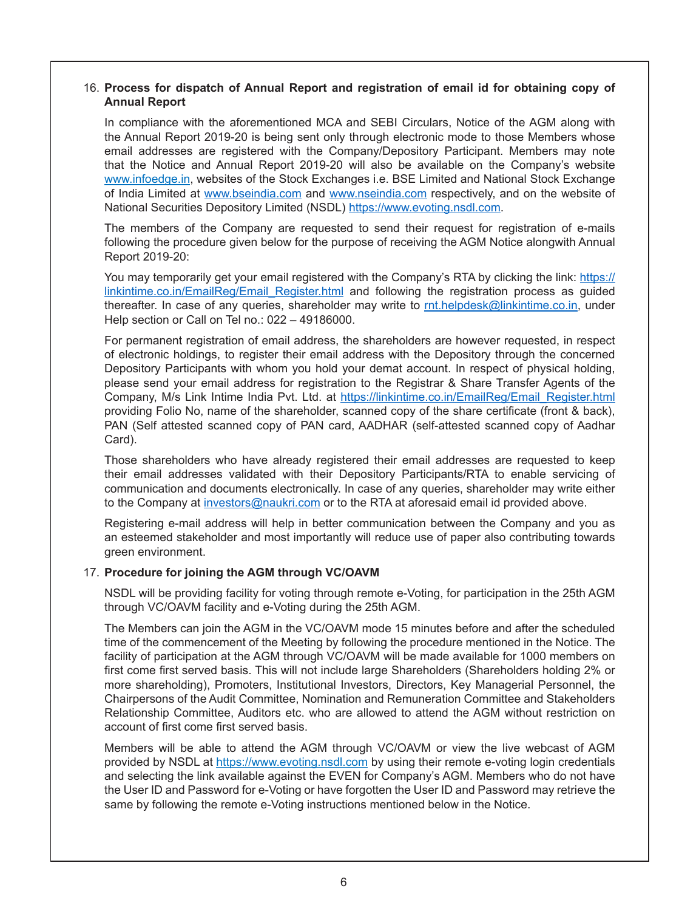16. **Process for dispatch of Annual Report and registration of email id for obtaining copy of Annual Report**

    In compliance with the aforementioned MCA and SEBI Circulars, Notice of the AGM along with the Annual Report 2019-20 is being sent only through electronic mode to those Members whose email addresses are registered with the Company/Depository Participant. Members may note that the Notice and Annual Report 2019-20 will also be available on the Company's website www.infoedge.in, websites of the Stock Exchanges i.e. BSE Limited and National Stock Exchange of India Limited at www.bseindia.com and www.nseindia.com respectively, and on the website of National Securities Depository Limited (NSDL) https://www.evoting.nsdl.com.

    The members of the Company are requested to send their request for registration of e-mails following the procedure given below for the purpose of receiving the AGM Notice alongwith Annual Report 2019-20:

    You may temporarily get your email registered with the Company's RTA by clicking the link: https://linkintime.co.in/EmailReg/Email_Register.html and following the registration process as guided thereafter. In case of any queries, shareholder may write to rnt.helpdesk@linkintime.co.in, under Help section or Call on Tel no.: 022 – 49186000.

    For permanent registration of email address, the shareholders are however requested, in respect of electronic holdings, to register their email address with the Depository through the concerned Depository Participants with whom you hold your demat account. In respect of physical holding, please send your email address for registration to the Registrar & Share Transfer Agents of the Company, M/s Link Intime India Pvt. Ltd. at https://linkintime.co.in/EmailReg/Email_Register.html providing Folio No, name of the shareholder, scanned copy of the share certificate (front & back), PAN (Self attested scanned copy of PAN card, AADHAR (self-attested scanned copy of Aadhar Card).

    Those shareholders who have already registered their email addresses are requested to keep their email addresses validated with their Depository Participants/RTA to enable servicing of communication and documents electronically. In case of any queries, shareholder may write either to the Company at investors@naukri.com or to the RTA at aforesaid email id provided above.

    Registering e-mail address will help in better communication between the Company and you as an esteemed stakeholder and most importantly will reduce use of paper also contributing towards green environment.

17. **Procedure for joining the AGM through VC/OAVM**

    NSDL will be providing facility for voting through remote e-Voting, for participation in the 25th AGM through VC/OAVM facility and e-Voting during the 25th AGM.

    The Members can join the AGM in the VC/OAVM mode 15 minutes before and after the scheduled time of the commencement of the Meeting by following the procedure mentioned in the Notice. The facility of participation at the AGM through VC/OAVM will be made available for 1000 members on first come first served basis. This will not include large Shareholders (Shareholders holding 2% or more shareholding), Promoters, Institutional Investors, Directors, Key Managerial Personnel, the Chairpersons of the Audit Committee, Nomination and Remuneration Committee and Stakeholders Relationship Committee, Auditors etc. who are allowed to attend the AGM without restriction on account of first come first served basis.

    Members will be able to attend the AGM through VC/OAVM or view the live webcast of AGM provided by NSDL at https://www.evoting.nsdl.com by using their remote e-voting login credentials and selecting the link available against the EVEN for Company's AGM. Members who do not have the User ID and Password for e-Voting or have forgotten the User ID and Password may retrieve the same by following the remote e-Voting instructions mentioned below in the Notice.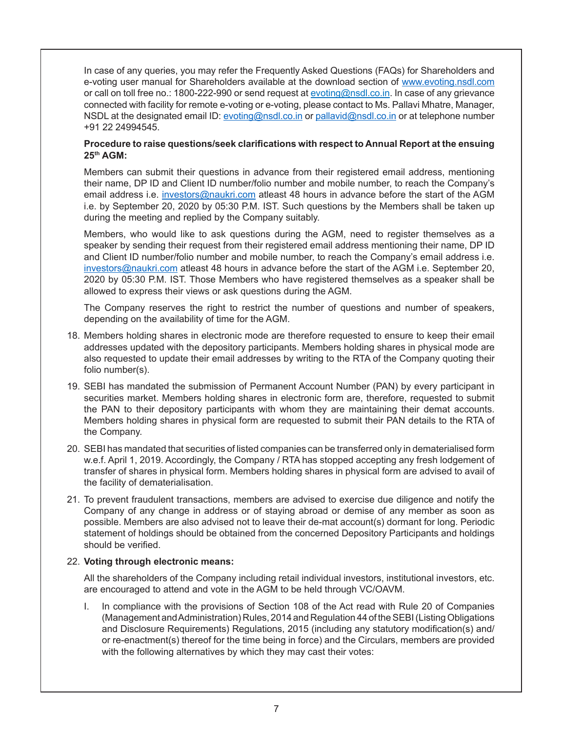In case of any queries, you may refer the Frequently Asked Questions (FAQs) for Shareholders and e-voting user manual for Shareholders available at the download section of www.evoting.nsdl.com or call on toll free no.: 1800-222-990 or send request at evoting@nsdl.co.in. In case of any grievance connected with facility for remote e-voting or e-voting, please contact to Ms. Pallavi Mhatre, Manager, NSDL at the designated email ID: evoting@nsdl.co.in or pallavid@nsdl.co.in or at telephone number +91 22 24994545.

**Procedure to raise questions/seek clarifications with respect to Annual Report at the ensuing 25th AGM:**

Members can submit their questions in advance from their registered email address, mentioning their name, DP ID and Client ID number/folio number and mobile number, to reach the Company's email address i.e. investors@naukri.com atleast 48 hours in advance before the start of the AGM i.e. by September 20, 2020 by 05:30 P.M. IST. Such questions by the Members shall be taken up during the meeting and replied by the Company suitably.

Members, who would like to ask questions during the AGM, need to register themselves as a speaker by sending their request from their registered email address mentioning their name, DP ID and Client ID number/folio number and mobile number, to reach the Company's email address i.e. investors@naukri.com atleast 48 hours in advance before the start of the AGM i.e. September 20, 2020 by 05:30 P.M. IST. Those Members who have registered themselves as a speaker shall be allowed to express their views or ask questions during the AGM.

The Company reserves the right to restrict the number of questions and number of speakers, depending on the availability of time for the AGM.

18. Members holding shares in electronic mode are therefore requested to ensure to keep their email addresses updated with the depository participants. Members holding shares in physical mode are also requested to update their email addresses by writing to the RTA of the Company quoting their folio number(s).

19. SEBI has mandated the submission of Permanent Account Number (PAN) by every participant in securities market. Members holding shares in electronic form are, therefore, requested to submit the PAN to their depository participants with whom they are maintaining their demat accounts. Members holding shares in physical form are requested to submit their PAN details to the RTA of the Company.

20. SEBI has mandated that securities of listed companies can be transferred only in dematerialised form w.e.f. April 1, 2019. Accordingly, the Company / RTA has stopped accepting any fresh lodgement of transfer of shares in physical form. Members holding shares in physical form are advised to avail of the facility of dematerialisation.

21. To prevent fraudulent transactions, members are advised to exercise due diligence and notify the Company of any change in address or of staying abroad or demise of any member as soon as possible. Members are also advised not to leave their de-mat account(s) dormant for long. Periodic statement of holdings should be obtained from the concerned Depository Participants and holdings should be verified.

22. **Voting through electronic means:**

    All the shareholders of the Company including retail individual investors, institutional investors, etc. are encouraged to attend and vote in the AGM to be held through VC/OAVM.

    I. In compliance with the provisions of Section 108 of the Act read with Rule 20 of Companies (Management and Administration) Rules, 2014 and Regulation 44 of the SEBI (Listing Obligations and Disclosure Requirements) Regulations, 2015 (including any statutory modification(s) and/ or re-enactment(s) thereof for the time being in force) and the Circulars, members are provided with the following alternatives by which they may cast their votes: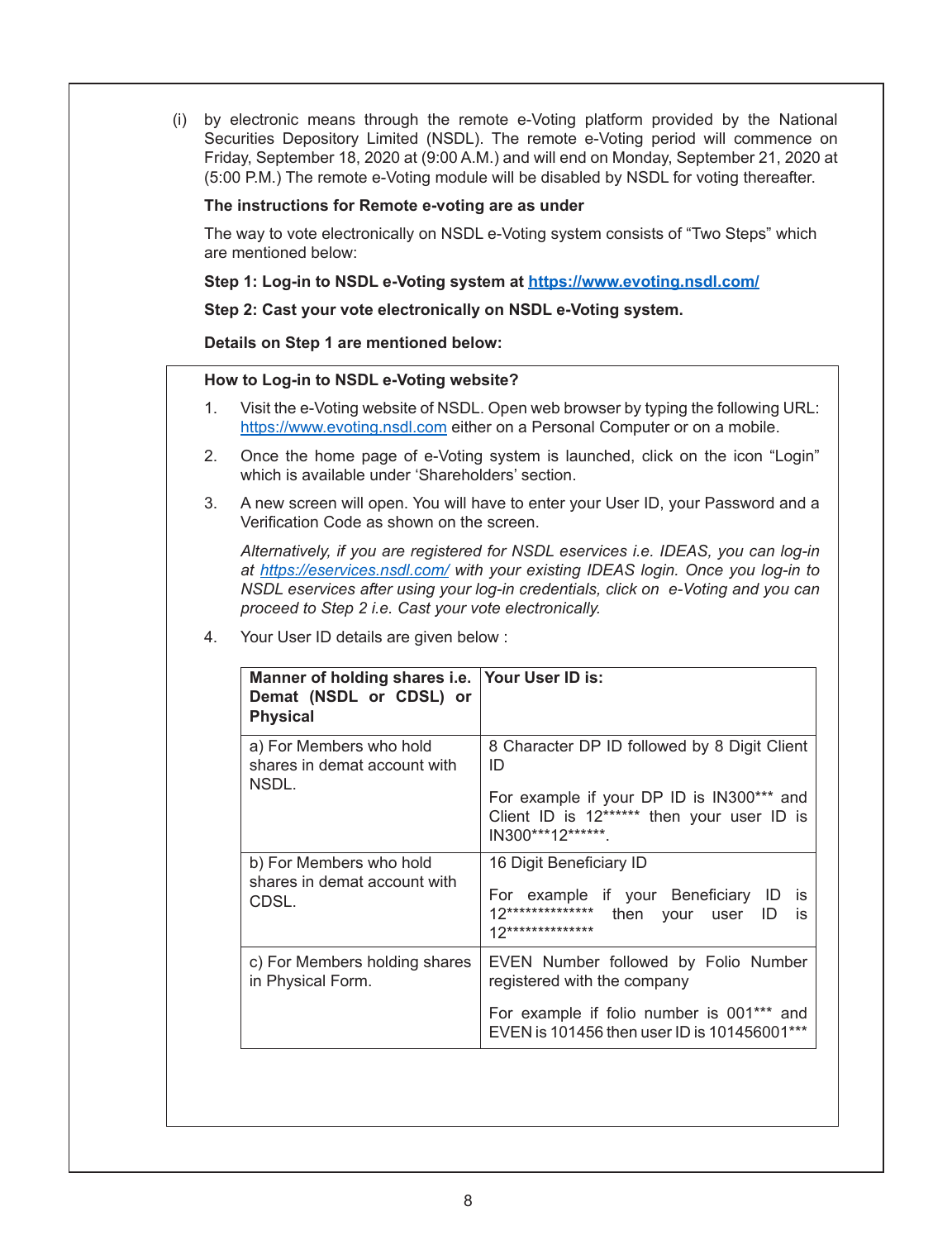(i) by electronic means through the remote e-Voting platform provided by the National Securities Depository Limited (NSDL). The remote e-Voting period will commence on Friday, September 18, 2020 at (9:00 A.M.) and will end on Monday, September 21, 2020 at (5:00 P.M.) The remote e-Voting module will be disabled by NSDL for voting thereafter.

**The instructions for Remote e-voting are as under**

The way to vote electronically on NSDL e-Voting system consists of "Two Steps" which are mentioned below:

**Step 1: Log-in to NSDL e-Voting system at https://www.evoting.nsdl.com/**

**Step 2: Cast your vote electronically on NSDL e-Voting system.**

**Details on Step 1 are mentioned below:**

**How to Log-in to NSDL e-Voting website?**

1. Visit the e-Voting website of NSDL. Open web browser by typing the following URL: https://www.evoting.nsdl.com either on a Personal Computer or on a mobile.

2. Once the home page of e-Voting system is launched, click on the icon "Login" which is available under 'Shareholders' section.

3. A new screen will open. You will have to enter your User ID, your Password and a Verification Code as shown on the screen.

   *Alternatively, if you are registered for NSDL eservices i.e. IDEAS, you can log-in at https://eservices.nsdl.com/ with your existing IDEAS login. Once you log-in to NSDL eservices after using your log-in credentials, click on e-Voting and you can proceed to Step 2 i.e. Cast your vote electronically.*

4. Your User ID details are given below :

| Manner of holding shares i.e. Demat (NSDL or CDSL) or Physical | Your User ID is: |
|---|---|
| a) For Members who hold shares in demat account with NSDL. | 8 Character DP ID followed by 8 Digit Client ID<br><br>For example if your DP ID is IN300*** and Client ID is 12****** then your user ID is IN300***12******. |
| b) For Members who hold shares in demat account with CDSL. | 16 Digit Beneficiary ID<br><br>For example if your Beneficiary ID is 12************** then your user ID is 12************** |
| c) For Members holding shares in Physical Form. | EVEN Number followed by Folio Number registered with the company<br><br>For example if folio number is 001*** and EVEN is 101456 then user ID is 101456001*** |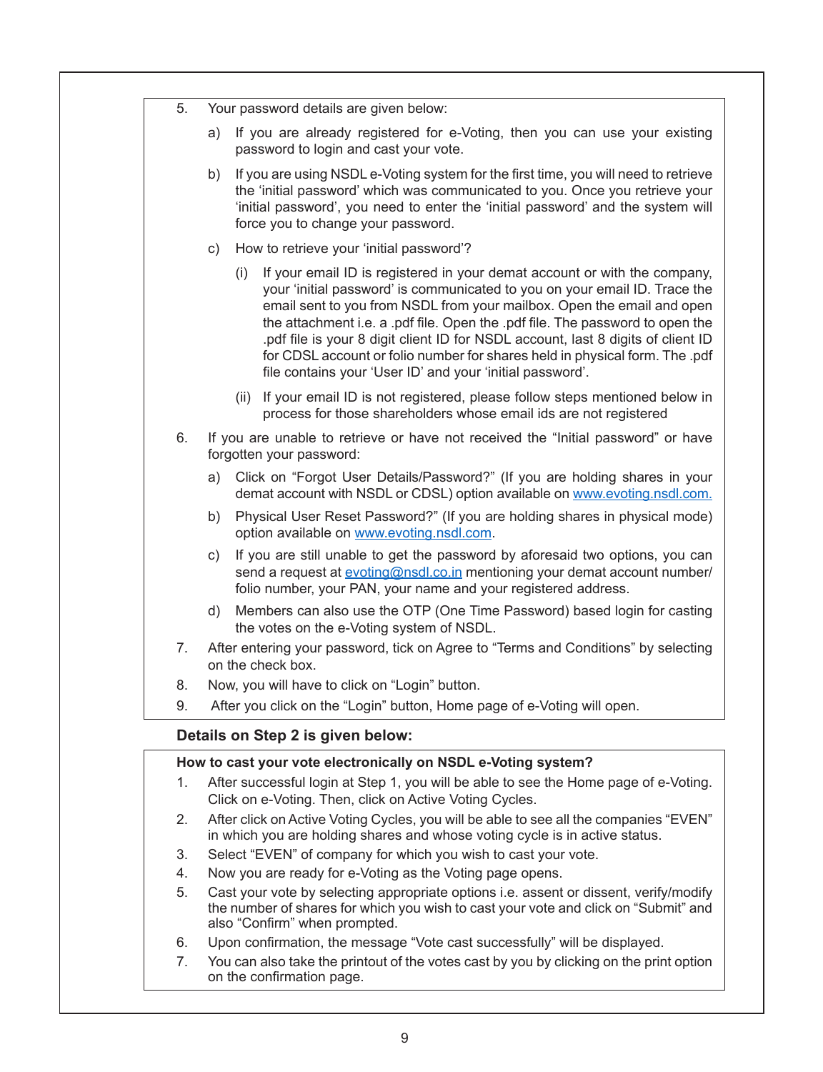5. Your password details are given below:

   a) If you are already registered for e-Voting, then you can use your existing password to login and cast your vote.

   b) If you are using NSDL e-Voting system for the first time, you will need to retrieve the 'initial password' which was communicated to you. Once you retrieve your 'initial password', you need to enter the 'initial password' and the system will force you to change your password.

   c) How to retrieve your 'initial password'?

      (i) If your email ID is registered in your demat account or with the company, your 'initial password' is communicated to you on your email ID. Trace the email sent to you from NSDL from your mailbox. Open the email and open the attachment i.e. a .pdf file. Open the .pdf file. The password to open the .pdf file is your 8 digit client ID for NSDL account, last 8 digits of client ID for CDSL account or folio number for shares held in physical form. The .pdf file contains your 'User ID' and your 'initial password'.

      (ii) If your email ID is not registered, please follow steps mentioned below in process for those shareholders whose email ids are not registered

6. If you are unable to retrieve or have not received the "Initial password" or have forgotten your password:

   a) Click on "Forgot User Details/Password?" (If you are holding shares in your demat account with NSDL or CDSL) option available on www.evoting.nsdl.com.

   b) Physical User Reset Password?" (If you are holding shares in physical mode) option available on www.evoting.nsdl.com.

   c) If you are still unable to get the password by aforesaid two options, you can send a request at evoting@nsdl.co.in mentioning your demat account number/folio number, your PAN, your name and your registered address.

   d) Members can also use the OTP (One Time Password) based login for casting the votes on the e-Voting system of NSDL.

7. After entering your password, tick on Agree to "Terms and Conditions" by selecting on the check box.

8. Now, you will have to click on "Login" button.

9. After you click on the "Login" button, Home page of e-Voting will open.

**Details on Step 2 is given below:**

**How to cast your vote electronically on NSDL e-Voting system?**

1. After successful login at Step 1, you will be able to see the Home page of e-Voting. Click on e-Voting. Then, click on Active Voting Cycles.
2. After click on Active Voting Cycles, you will be able to see all the companies "EVEN" in which you are holding shares and whose voting cycle is in active status.
3. Select "EVEN" of company for which you wish to cast your vote.
4. Now you are ready for e-Voting as the Voting page opens.
5. Cast your vote by selecting appropriate options i.e. assent or dissent, verify/modify the number of shares for which you wish to cast your vote and click on "Submit" and also "Confirm" when prompted.
6. Upon confirmation, the message "Vote cast successfully" will be displayed.
7. You can also take the printout of the votes cast by you by clicking on the print option on the confirmation page.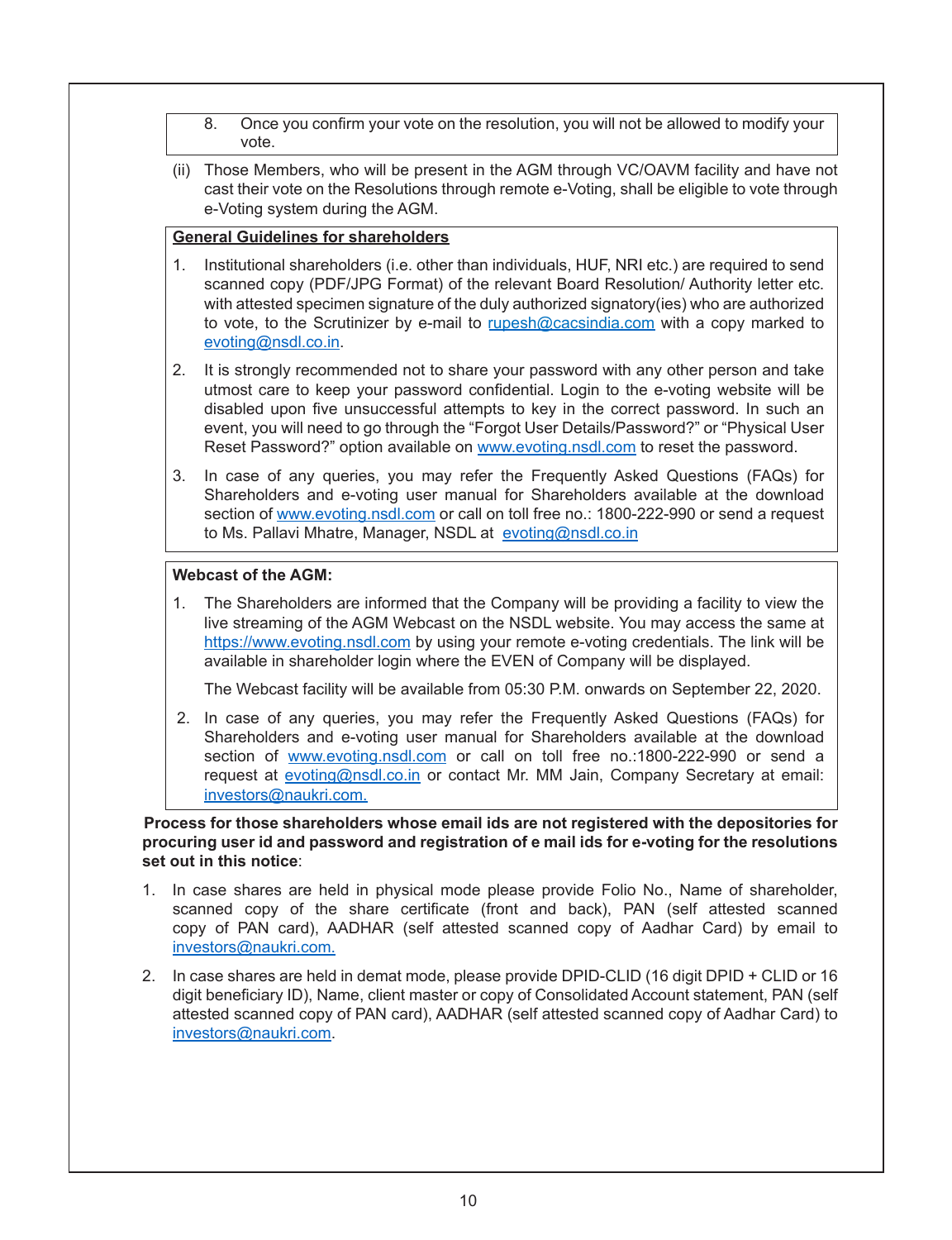8. Once you confirm your vote on the resolution, you will not be allowed to modify your vote.

(ii) Those Members, who will be present in the AGM through VC/OAVM facility and have not cast their vote on the Resolutions through remote e-Voting, shall be eligible to vote through e-Voting system during the AGM.

**General Guidelines for shareholders**

1. Institutional shareholders (i.e. other than individuals, HUF, NRI etc.) are required to send scanned copy (PDF/JPG Format) of the relevant Board Resolution/ Authority letter etc. with attested specimen signature of the duly authorized signatory(ies) who are authorized to vote, to the Scrutinizer by e-mail to rupesh@cacsindia.com with a copy marked to evoting@nsdl.co.in.

2. It is strongly recommended not to share your password with any other person and take utmost care to keep your password confidential. Login to the e-voting website will be disabled upon five unsuccessful attempts to key in the correct password. In such an event, you will need to go through the "Forgot User Details/Password?" or "Physical User Reset Password?" option available on www.evoting.nsdl.com to reset the password.

3. In case of any queries, you may refer the Frequently Asked Questions (FAQs) for Shareholders and e-voting user manual for Shareholders available at the download section of www.evoting.nsdl.com or call on toll free no.: 1800-222-990 or send a request to Ms. Pallavi Mhatre, Manager, NSDL at evoting@nsdl.co.in

**Webcast of the AGM:**

1. The Shareholders are informed that the Company will be providing a facility to view the live streaming of the AGM Webcast on the NSDL website. You may access the same at https://www.evoting.nsdl.com by using your remote e-voting credentials. The link will be available in shareholder login where the EVEN of Company will be displayed.

   The Webcast facility will be available from 05:30 P.M. onwards on September 22, 2020.

2. In case of any queries, you may refer the Frequently Asked Questions (FAQs) for Shareholders and e-voting user manual for Shareholders available at the download section of www.evoting.nsdl.com or call on toll free no.:1800-222-990 or send a request at evoting@nsdl.co.in or contact Mr. MM Jain, Company Secretary at email: investors@naukri.com.

**Process for those shareholders whose email ids are not registered with the depositories for procuring user id and password and registration of e mail ids for e-voting for the resolutions set out in this notice**:

1. In case shares are held in physical mode please provide Folio No., Name of shareholder, scanned copy of the share certificate (front and back), PAN (self attested scanned copy of PAN card), AADHAR (self attested scanned copy of Aadhar Card) by email to investors@naukri.com.

2. In case shares are held in demat mode, please provide DPID-CLID (16 digit DPID + CLID or 16 digit beneficiary ID), Name, client master or copy of Consolidated Account statement, PAN (self attested scanned copy of PAN card), AADHAR (self attested scanned copy of Aadhar Card) to investors@naukri.com.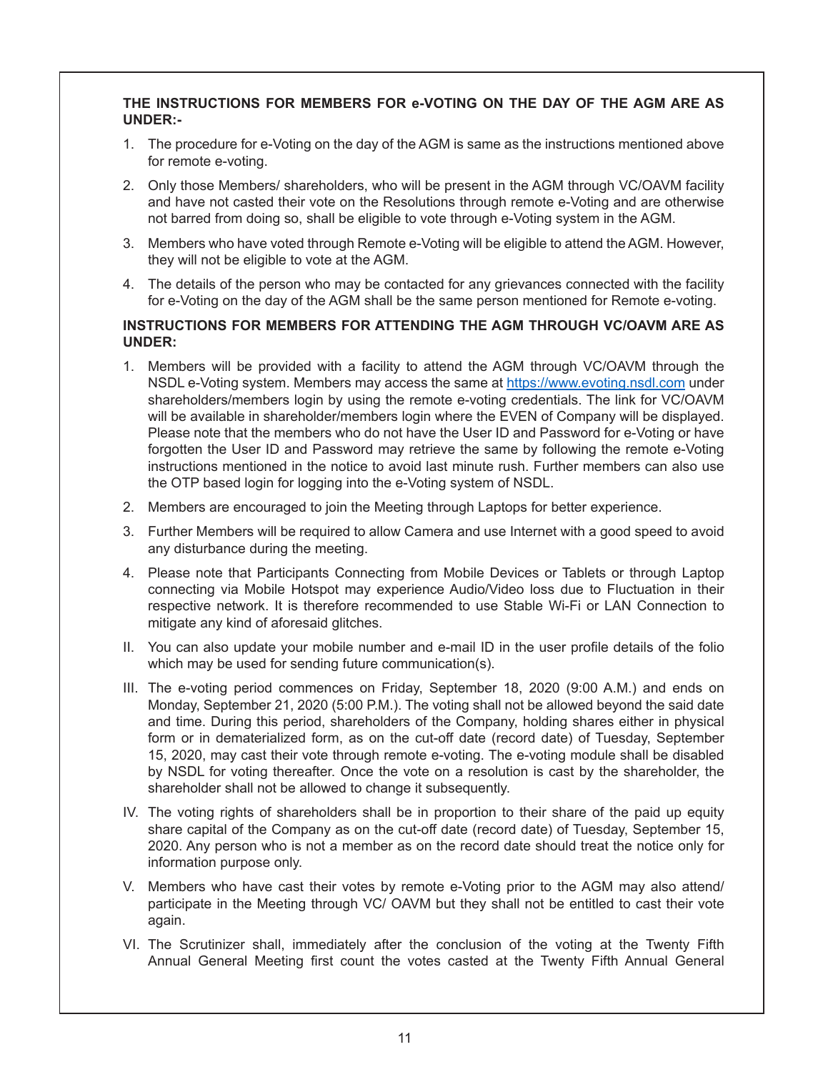**THE INSTRUCTIONS FOR MEMBERS FOR e-VOTING ON THE DAY OF THE AGM ARE AS UNDER:-**

1. The procedure for e-Voting on the day of the AGM is same as the instructions mentioned above for remote e-voting.
2. Only those Members/ shareholders, who will be present in the AGM through VC/OAVM facility and have not casted their vote on the Resolutions through remote e-Voting and are otherwise not barred from doing so, shall be eligible to vote through e-Voting system in the AGM.
3. Members who have voted through Remote e-Voting will be eligible to attend the AGM. However, they will not be eligible to vote at the AGM.
4. The details of the person who may be contacted for any grievances connected with the facility for e-Voting on the day of the AGM shall be the same person mentioned for Remote e-voting.

**INSTRUCTIONS FOR MEMBERS FOR ATTENDING THE AGM THROUGH VC/OAVM ARE AS UNDER:**

1. Members will be provided with a facility to attend the AGM through VC/OAVM through the NSDL e-Voting system. Members may access the same at https://www.evoting.nsdl.com under shareholders/members login by using the remote e-voting credentials. The link for VC/OAVM will be available in shareholder/members login where the EVEN of Company will be displayed. Please note that the members who do not have the User ID and Password for e-Voting or have forgotten the User ID and Password may retrieve the same by following the remote e-Voting instructions mentioned in the notice to avoid last minute rush. Further members can also use the OTP based login for logging into the e-Voting system of NSDL.
2. Members are encouraged to join the Meeting through Laptops for better experience.
3. Further Members will be required to allow Camera and use Internet with a good speed to avoid any disturbance during the meeting.
4. Please note that Participants Connecting from Mobile Devices or Tablets or through Laptop connecting via Mobile Hotspot may experience Audio/Video loss due to Fluctuation in their respective network. It is therefore recommended to use Stable Wi-Fi or LAN Connection to mitigate any kind of aforesaid glitches.

II. You can also update your mobile number and e-mail ID in the user profile details of the folio which may be used for sending future communication(s).

III. The e-voting period commences on Friday, September 18, 2020 (9:00 A.M.) and ends on Monday, September 21, 2020 (5:00 P.M.). The voting shall not be allowed beyond the said date and time. During this period, shareholders of the Company, holding shares either in physical form or in dematerialized form, as on the cut-off date (record date) of Tuesday, September 15, 2020, may cast their vote through remote e-voting. The e-voting module shall be disabled by NSDL for voting thereafter. Once the vote on a resolution is cast by the shareholder, the shareholder shall not be allowed to change it subsequently.

IV. The voting rights of shareholders shall be in proportion to their share of the paid up equity share capital of the Company as on the cut-off date (record date) of Tuesday, September 15, 2020. Any person who is not a member as on the record date should treat the notice only for information purpose only.

V. Members who have cast their votes by remote e-Voting prior to the AGM may also attend/ participate in the Meeting through VC/ OAVM but they shall not be entitled to cast their vote again.

VI. The Scrutinizer shall, immediately after the conclusion of the voting at the Twenty Fifth Annual General Meeting first count the votes casted at the Twenty Fifth Annual General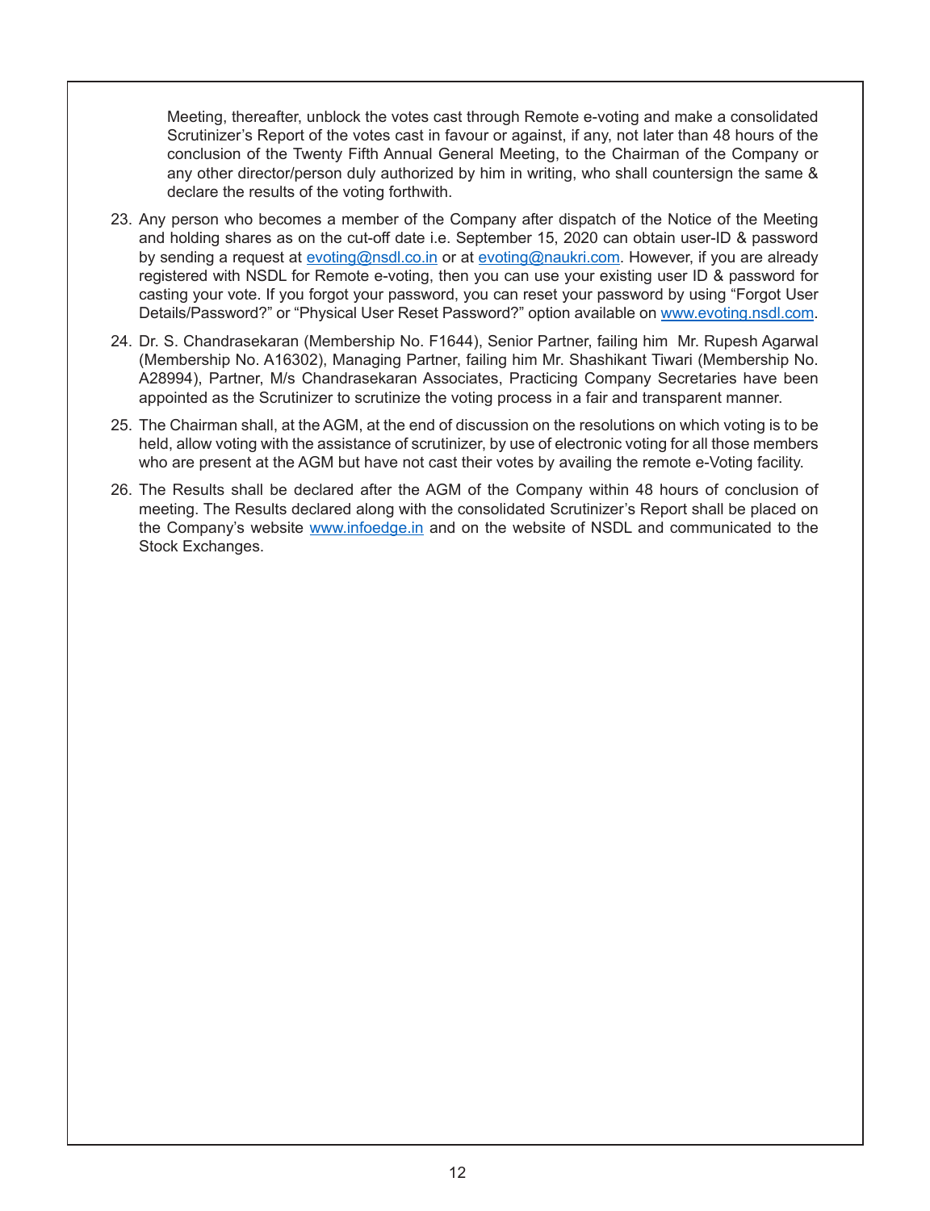Meeting, thereafter, unblock the votes cast through Remote e-voting and make a consolidated Scrutinizer's Report of the votes cast in favour or against, if any, not later than 48 hours of the conclusion of the Twenty Fifth Annual General Meeting, to the Chairman of the Company or any other director/person duly authorized by him in writing, who shall countersign the same & declare the results of the voting forthwith.

23. Any person who becomes a member of the Company after dispatch of the Notice of the Meeting and holding shares as on the cut-off date i.e. September 15, 2020 can obtain user-ID & password by sending a request at evoting@nsdl.co.in or at evoting@naukri.com. However, if you are already registered with NSDL for Remote e-voting, then you can use your existing user ID & password for casting your vote. If you forgot your password, you can reset your password by using "Forgot User Details/Password?" or "Physical User Reset Password?" option available on www.evoting.nsdl.com.

24. Dr. S. Chandrasekaran (Membership No. F1644), Senior Partner, failing him Mr. Rupesh Agarwal (Membership No. A16302), Managing Partner, failing him Mr. Shashikant Tiwari (Membership No. A28994), Partner, M/s Chandrasekaran Associates, Practicing Company Secretaries have been appointed as the Scrutinizer to scrutinize the voting process in a fair and transparent manner.

25. The Chairman shall, at the AGM, at the end of discussion on the resolutions on which voting is to be held, allow voting with the assistance of scrutinizer, by use of electronic voting for all those members who are present at the AGM but have not cast their votes by availing the remote e-Voting facility.

26. The Results shall be declared after the AGM of the Company within 48 hours of conclusion of meeting. The Results declared along with the consolidated Scrutinizer's Report shall be placed on the Company's website www.infoedge.in and on the website of NSDL and communicated to the Stock Exchanges.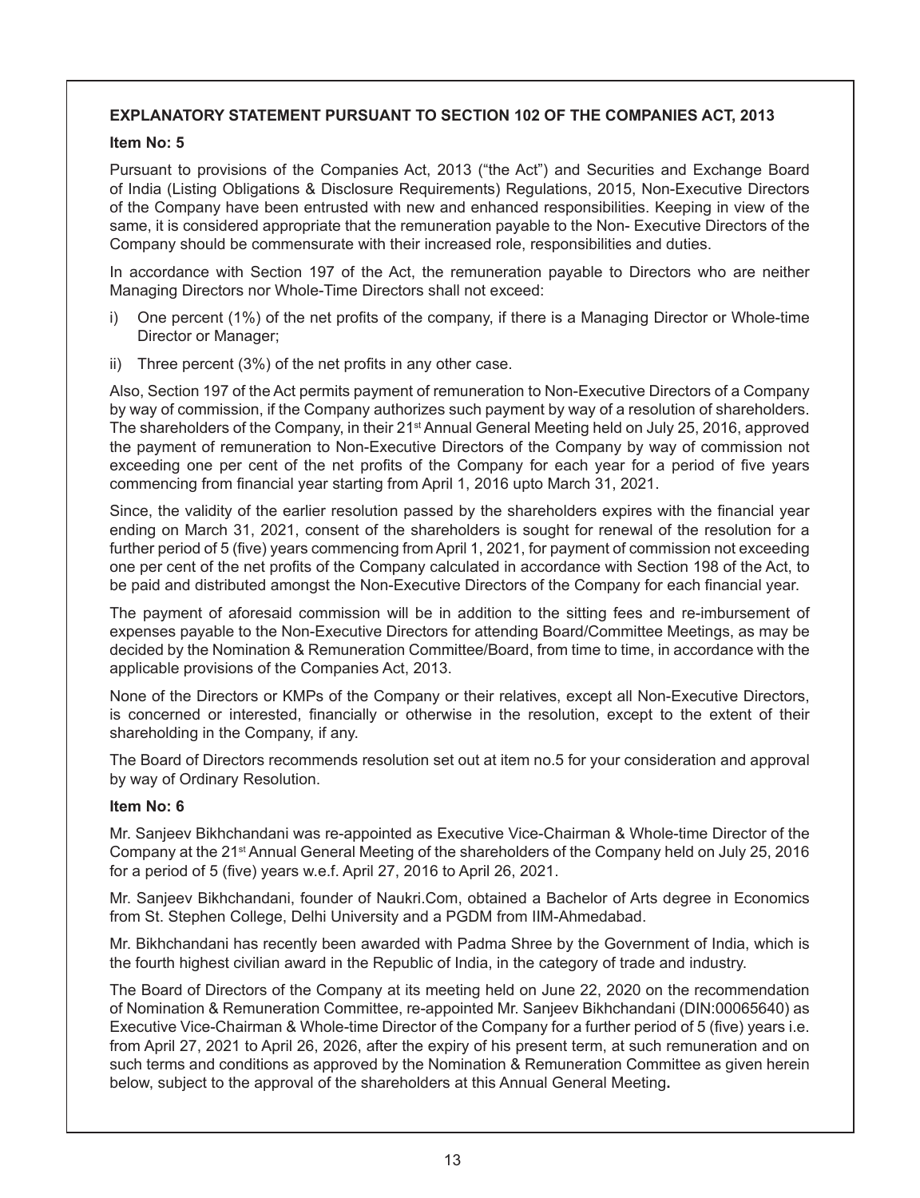**EXPLANATORY STATEMENT PURSUANT TO SECTION 102 OF THE COMPANIES ACT, 2013**

**Item No: 5**

Pursuant to provisions of the Companies Act, 2013 ("the Act") and Securities and Exchange Board of India (Listing Obligations & Disclosure Requirements) Regulations, 2015, Non-Executive Directors of the Company have been entrusted with new and enhanced responsibilities. Keeping in view of the same, it is considered appropriate that the remuneration payable to the Non- Executive Directors of the Company should be commensurate with their increased role, responsibilities and duties.

In accordance with Section 197 of the Act, the remuneration payable to Directors who are neither Managing Directors nor Whole-Time Directors shall not exceed:

i) One percent (1%) of the net profits of the company, if there is a Managing Director or Whole-time Director or Manager;

ii) Three percent (3%) of the net profits in any other case.

Also, Section 197 of the Act permits payment of remuneration to Non-Executive Directors of a Company by way of commission, if the Company authorizes such payment by way of a resolution of shareholders. The shareholders of the Company, in their 21st Annual General Meeting held on July 25, 2016, approved the payment of remuneration to Non-Executive Directors of the Company by way of commission not exceeding one per cent of the net profits of the Company for each year for a period of five years commencing from financial year starting from April 1, 2016 upto March 31, 2021.

Since, the validity of the earlier resolution passed by the shareholders expires with the financial year ending on March 31, 2021, consent of the shareholders is sought for renewal of the resolution for a further period of 5 (five) years commencing from April 1, 2021, for payment of commission not exceeding one per cent of the net profits of the Company calculated in accordance with Section 198 of the Act, to be paid and distributed amongst the Non-Executive Directors of the Company for each financial year.

The payment of aforesaid commission will be in addition to the sitting fees and re-imbursement of expenses payable to the Non-Executive Directors for attending Board/Committee Meetings, as may be decided by the Nomination & Remuneration Committee/Board, from time to time, in accordance with the applicable provisions of the Companies Act, 2013.

None of the Directors or KMPs of the Company or their relatives, except all Non-Executive Directors, is concerned or interested, financially or otherwise in the resolution, except to the extent of their shareholding in the Company, if any.

The Board of Directors recommends resolution set out at item no.5 for your consideration and approval by way of Ordinary Resolution.

**Item No: 6**

Mr. Sanjeev Bikhchandani was re-appointed as Executive Vice-Chairman & Whole-time Director of the Company at the 21st Annual General Meeting of the shareholders of the Company held on July 25, 2016 for a period of 5 (five) years w.e.f. April 27, 2016 to April 26, 2021.

Mr. Sanjeev Bikhchandani, founder of Naukri.Com, obtained a Bachelor of Arts degree in Economics from St. Stephen College, Delhi University and a PGDM from IIM-Ahmedabad.

Mr. Bikhchandani has recently been awarded with Padma Shree by the Government of India, which is the fourth highest civilian award in the Republic of India, in the category of trade and industry.

The Board of Directors of the Company at its meeting held on June 22, 2020 on the recommendation of Nomination & Remuneration Committee, re-appointed Mr. Sanjeev Bikhchandani (DIN:00065640) as Executive Vice-Chairman & Whole-time Director of the Company for a further period of 5 (five) years i.e. from April 27, 2021 to April 26, 2026, after the expiry of his present term, at such remuneration and on such terms and conditions as approved by the Nomination & Remuneration Committee as given herein below, subject to the approval of the shareholders at this Annual General Meeting.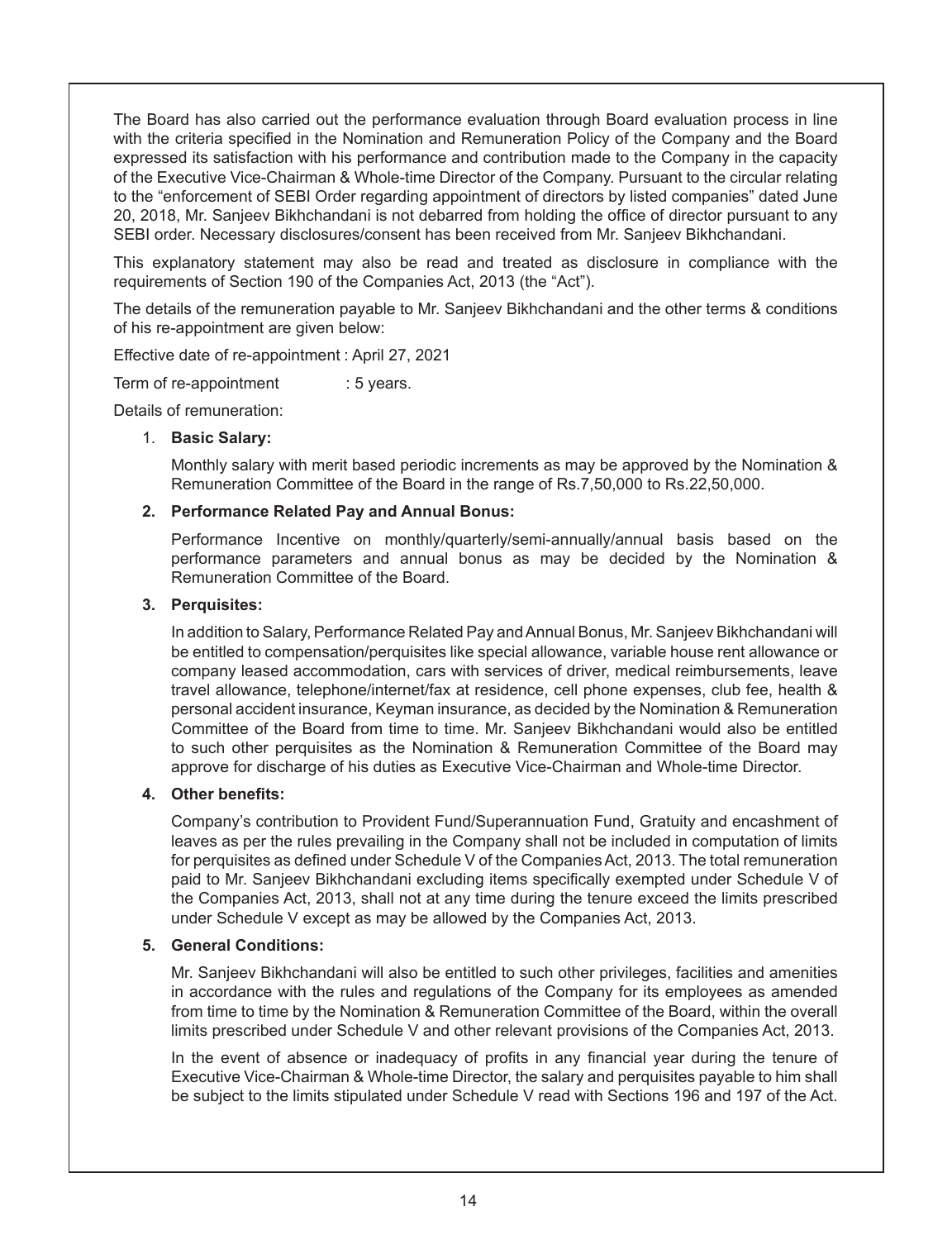The Board has also carried out the performance evaluation through Board evaluation process in line with the criteria specified in the Nomination and Remuneration Policy of the Company and the Board expressed its satisfaction with his performance and contribution made to the Company in the capacity of the Executive Vice-Chairman & Whole-time Director of the Company. Pursuant to the circular relating to the "enforcement of SEBI Order regarding appointment of directors by listed companies" dated June 20, 2018, Mr. Sanjeev Bikhchandani is not debarred from holding the office of director pursuant to any SEBI order. Necessary disclosures/consent has been received from Mr. Sanjeev Bikhchandani.

This explanatory statement may also be read and treated as disclosure in compliance with the requirements of Section 190 of the Companies Act, 2013 (the "Act").

The details of the remuneration payable to Mr. Sanjeev Bikhchandani and the other terms & conditions of his re-appointment are given below:

Effective date of re-appointment : April 27, 2021

Term of re-appointment : 5 years.

Details of remuneration:

1. **Basic Salary:**

   Monthly salary with merit based periodic increments as may be approved by the Nomination & Remuneration Committee of the Board in the range of Rs.7,50,000 to Rs.22,50,000.

2. **Performance Related Pay and Annual Bonus:**

   Performance Incentive on monthly/quarterly/semi-annually/annual basis based on the performance parameters and annual bonus as may be decided by the Nomination & Remuneration Committee of the Board.

3. **Perquisites:**

   In addition to Salary, Performance Related Pay and Annual Bonus, Mr. Sanjeev Bikhchandani will be entitled to compensation/perquisites like special allowance, variable house rent allowance or company leased accommodation, cars with services of driver, medical reimbursements, leave travel allowance, telephone/internet/fax at residence, cell phone expenses, club fee, health & personal accident insurance, Keyman insurance, as decided by the Nomination & Remuneration Committee of the Board from time to time. Mr. Sanjeev Bikhchandani would also be entitled to such other perquisites as the Nomination & Remuneration Committee of the Board may approve for discharge of his duties as Executive Vice-Chairman and Whole-time Director.

4. **Other benefits:**

   Company's contribution to Provident Fund/Superannuation Fund, Gratuity and encashment of leaves as per the rules prevailing in the Company shall not be included in computation of limits for perquisites as defined under Schedule V of the Companies Act, 2013. The total remuneration paid to Mr. Sanjeev Bikhchandani excluding items specifically exempted under Schedule V of the Companies Act, 2013, shall not at any time during the tenure exceed the limits prescribed under Schedule V except as may be allowed by the Companies Act, 2013.

5. **General Conditions:**

   Mr. Sanjeev Bikhchandani will also be entitled to such other privileges, facilities and amenities in accordance with the rules and regulations of the Company for its employees as amended from time to time by the Nomination & Remuneration Committee of the Board, within the overall limits prescribed under Schedule V and other relevant provisions of the Companies Act, 2013.

   In the event of absence or inadequacy of profits in any financial year during the tenure of Executive Vice-Chairman & Whole-time Director, the salary and perquisites payable to him shall be subject to the limits stipulated under Schedule V read with Sections 196 and 197 of the Act.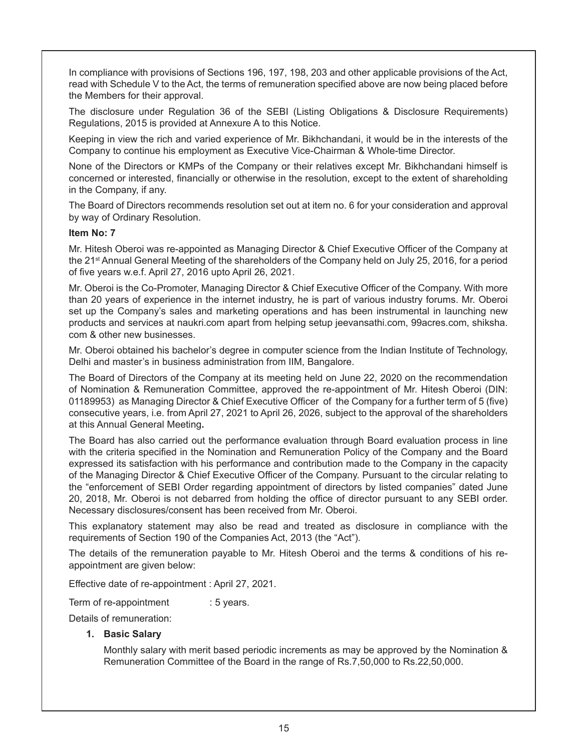In compliance with provisions of Sections 196, 197, 198, 203 and other applicable provisions of the Act, read with Schedule V to the Act, the terms of remuneration specified above are now being placed before the Members for their approval.

The disclosure under Regulation 36 of the SEBI (Listing Obligations & Disclosure Requirements) Regulations, 2015 is provided at Annexure A to this Notice.

Keeping in view the rich and varied experience of Mr. Bikhchandani, it would be in the interests of the Company to continue his employment as Executive Vice-Chairman & Whole-time Director.

None of the Directors or KMPs of the Company or their relatives except Mr. Bikhchandani himself is concerned or interested, financially or otherwise in the resolution, except to the extent of shareholding in the Company, if any.

The Board of Directors recommends resolution set out at item no. 6 for your consideration and approval by way of Ordinary Resolution.

**Item No: 7**

Mr. Hitesh Oberoi was re-appointed as Managing Director & Chief Executive Officer of the Company at the 21st Annual General Meeting of the shareholders of the Company held on July 25, 2016, for a period of five years w.e.f. April 27, 2016 upto April 26, 2021.

Mr. Oberoi is the Co-Promoter, Managing Director & Chief Executive Officer of the Company. With more than 20 years of experience in the internet industry, he is part of various industry forums. Mr. Oberoi set up the Company's sales and marketing operations and has been instrumental in launching new products and services at naukri.com apart from helping setup jeevansathi.com, 99acres.com, shiksha.com & other new businesses.

Mr. Oberoi obtained his bachelor's degree in computer science from the Indian Institute of Technology, Delhi and master's in business administration from IIM, Bangalore.

The Board of Directors of the Company at its meeting held on June 22, 2020 on the recommendation of Nomination & Remuneration Committee, approved the re-appointment of Mr. Hitesh Oberoi (DIN: 01189953) as Managing Director & Chief Executive Officer of the Company for a further term of 5 (five) consecutive years, i.e. from April 27, 2021 to April 26, 2026, subject to the approval of the shareholders at this Annual General Meeting.

The Board has also carried out the performance evaluation through Board evaluation process in line with the criteria specified in the Nomination and Remuneration Policy of the Company and the Board expressed its satisfaction with his performance and contribution made to the Company in the capacity of the Managing Director & Chief Executive Officer of the Company. Pursuant to the circular relating to the "enforcement of SEBI Order regarding appointment of directors by listed companies" dated June 20, 2018, Mr. Oberoi is not debarred from holding the office of director pursuant to any SEBI order. Necessary disclosures/consent has been received from Mr. Oberoi.

This explanatory statement may also be read and treated as disclosure in compliance with the requirements of Section 190 of the Companies Act, 2013 (the "Act").

The details of the remuneration payable to Mr. Hitesh Oberoi and the terms & conditions of his re-appointment are given below:

Effective date of re-appointment : April 27, 2021.

Term of re-appointment : 5 years.

Details of remuneration:

1. **Basic Salary**

   Monthly salary with merit based periodic increments as may be approved by the Nomination & Remuneration Committee of the Board in the range of Rs.7,50,000 to Rs.22,50,000.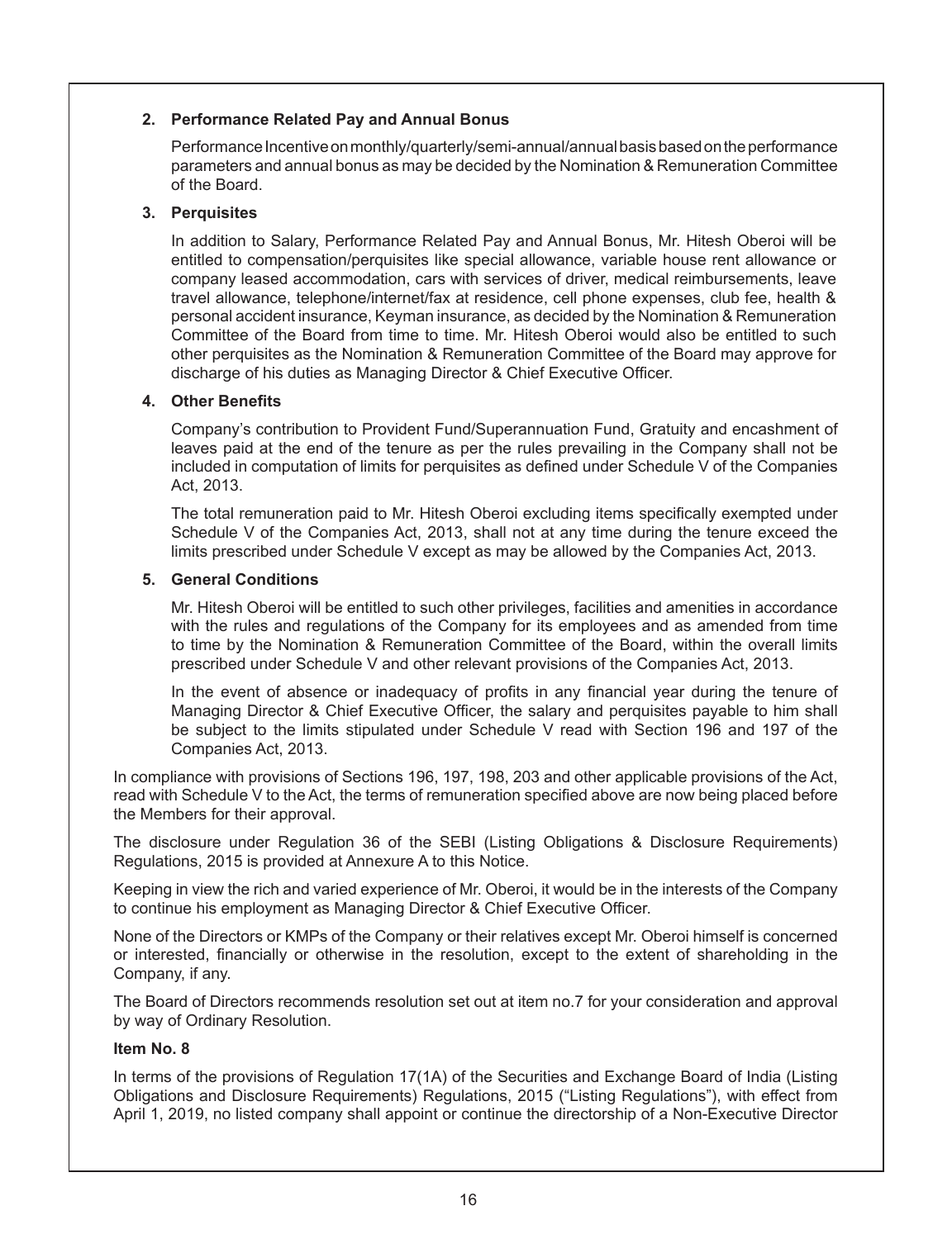**2. Performance Related Pay and Annual Bonus**

Performance Incentive on monthly/quarterly/semi-annual/annual basis based on the performance parameters and annual bonus as may be decided by the Nomination & Remuneration Committee of the Board.

**3. Perquisites**

In addition to Salary, Performance Related Pay and Annual Bonus, Mr. Hitesh Oberoi will be entitled to compensation/perquisites like special allowance, variable house rent allowance or company leased accommodation, cars with services of driver, medical reimbursements, leave travel allowance, telephone/internet/fax at residence, cell phone expenses, club fee, health & personal accident insurance, Keyman insurance, as decided by the Nomination & Remuneration Committee of the Board from time to time. Mr. Hitesh Oberoi would also be entitled to such other perquisites as the Nomination & Remuneration Committee of the Board may approve for discharge of his duties as Managing Director & Chief Executive Officer.

**4. Other Benefits**

Company's contribution to Provident Fund/Superannuation Fund, Gratuity and encashment of leaves paid at the end of the tenure as per the rules prevailing in the Company shall not be included in computation of limits for perquisites as defined under Schedule V of the Companies Act, 2013.

The total remuneration paid to Mr. Hitesh Oberoi excluding items specifically exempted under Schedule V of the Companies Act, 2013, shall not at any time during the tenure exceed the limits prescribed under Schedule V except as may be allowed by the Companies Act, 2013.

**5. General Conditions**

Mr. Hitesh Oberoi will be entitled to such other privileges, facilities and amenities in accordance with the rules and regulations of the Company for its employees and as amended from time to time by the Nomination & Remuneration Committee of the Board, within the overall limits prescribed under Schedule V and other relevant provisions of the Companies Act, 2013.

In the event of absence or inadequacy of profits in any financial year during the tenure of Managing Director & Chief Executive Officer, the salary and perquisites payable to him shall be subject to the limits stipulated under Schedule V read with Section 196 and 197 of the Companies Act, 2013.

In compliance with provisions of Sections 196, 197, 198, 203 and other applicable provisions of the Act, read with Schedule V to the Act, the terms of remuneration specified above are now being placed before the Members for their approval.

The disclosure under Regulation 36 of the SEBI (Listing Obligations & Disclosure Requirements) Regulations, 2015 is provided at Annexure A to this Notice.

Keeping in view the rich and varied experience of Mr. Oberoi, it would be in the interests of the Company to continue his employment as Managing Director & Chief Executive Officer.

None of the Directors or KMPs of the Company or their relatives except Mr. Oberoi himself is concerned or interested, financially or otherwise in the resolution, except to the extent of shareholding in the Company, if any.

The Board of Directors recommends resolution set out at item no.7 for your consideration and approval by way of Ordinary Resolution.

**Item No. 8**

In terms of the provisions of Regulation 17(1A) of the Securities and Exchange Board of India (Listing Obligations and Disclosure Requirements) Regulations, 2015 ("Listing Regulations"), with effect from April 1, 2019, no listed company shall appoint or continue the directorship of a Non-Executive Director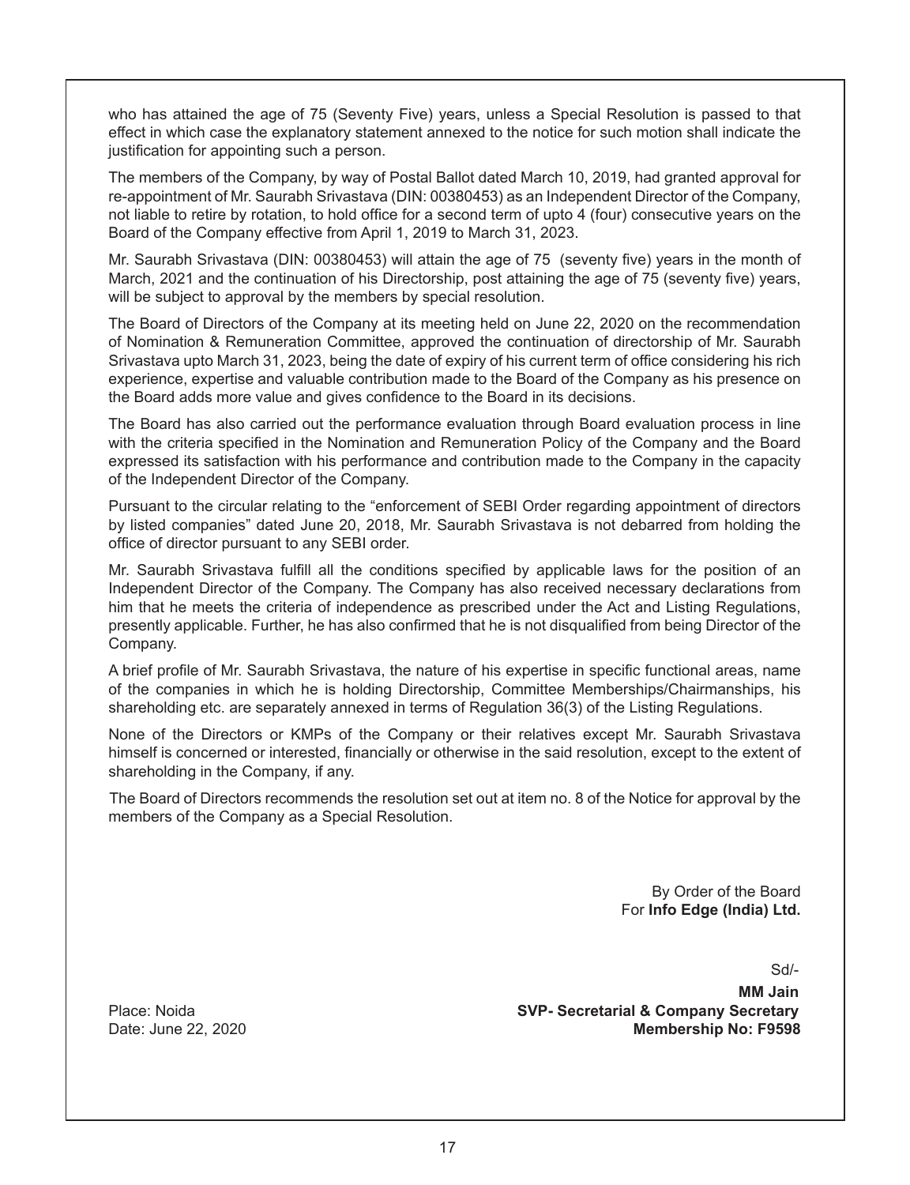who has attained the age of 75 (Seventy Five) years, unless a Special Resolution is passed to that effect in which case the explanatory statement annexed to the notice for such motion shall indicate the justification for appointing such a person.

The members of the Company, by way of Postal Ballot dated March 10, 2019, had granted approval for re-appointment of Mr. Saurabh Srivastava (DIN: 00380453) as an Independent Director of the Company, not liable to retire by rotation, to hold office for a second term of upto 4 (four) consecutive years on the Board of the Company effective from April 1, 2019 to March 31, 2023.

Mr. Saurabh Srivastava (DIN: 00380453) will attain the age of 75 (seventy five) years in the month of March, 2021 and the continuation of his Directorship, post attaining the age of 75 (seventy five) years, will be subject to approval by the members by special resolution.

The Board of Directors of the Company at its meeting held on June 22, 2020 on the recommendation of Nomination & Remuneration Committee, approved the continuation of directorship of Mr. Saurabh Srivastava upto March 31, 2023, being the date of expiry of his current term of office considering his rich experience, expertise and valuable contribution made to the Board of the Company as his presence on the Board adds more value and gives confidence to the Board in its decisions.

The Board has also carried out the performance evaluation through Board evaluation process in line with the criteria specified in the Nomination and Remuneration Policy of the Company and the Board expressed its satisfaction with his performance and contribution made to the Company in the capacity of the Independent Director of the Company.

Pursuant to the circular relating to the "enforcement of SEBI Order regarding appointment of directors by listed companies" dated June 20, 2018, Mr. Saurabh Srivastava is not debarred from holding the office of director pursuant to any SEBI order.

Mr. Saurabh Srivastava fulfill all the conditions specified by applicable laws for the position of an Independent Director of the Company. The Company has also received necessary declarations from him that he meets the criteria of independence as prescribed under the Act and Listing Regulations, presently applicable. Further, he has also confirmed that he is not disqualified from being Director of the Company.

A brief profile of Mr. Saurabh Srivastava, the nature of his expertise in specific functional areas, name of the companies in which he is holding Directorship, Committee Memberships/Chairmanships, his shareholding etc. are separately annexed in terms of Regulation 36(3) of the Listing Regulations.

None of the Directors or KMPs of the Company or their relatives except Mr. Saurabh Srivastava himself is concerned or interested, financially or otherwise in the said resolution, except to the extent of shareholding in the Company, if any.

The Board of Directors recommends the resolution set out at item no. 8 of the Notice for approval by the members of the Company as a Special Resolution.

By Order of the Board
For **Info Edge (India) Ltd.**

Sd/-

**MM Jain**
**SVP- Secretarial & Company Secretary**
**Membership No: F9598**

Place: Noida
Date: June 22, 2020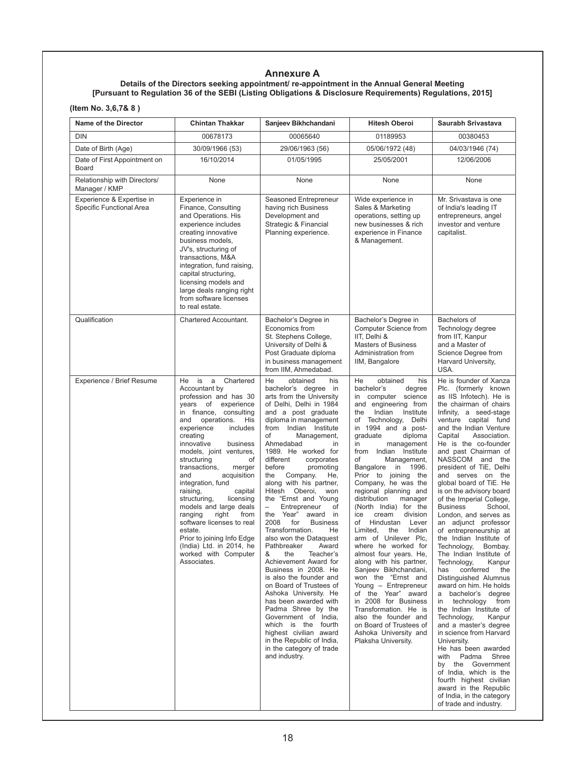# Annexure A

**Details of the Directors seeking appointment/ re-appointment in the Annual General Meeting**
**[Pursuant to Regulation 36 of the SEBI (Listing Obligations & Disclosure Requirements) Regulations, 2015]**

**(Item No. 3,6,7& 8 )**

| Name of the Director | Chintan Thakkar | Sanjeev Bikhchandani | Hitesh Oberoi | Saurabh Srivastava |
|---|---|---|---|---|
| DIN | 00678173 | 00065640 | 01189953 | 00380453 |
| Date of Birth (Age) | 30/09/1966 (53) | 29/06/1963 (56) | 05/06/1972 (48) | 04/03/1946 (74) |
| Date of First Appointment on Board | 16/10/2014 | 01/05/1995 | 25/05/2001 | 12/06/2006 |
| Relationship with Directors/ Manager / KMP | None | None | None | None |
| Experience & Expertise in Specific Functional Area | Experience in Finance, Consulting and Operations. His experience includes creating innovative business models, JV's, structuring of transactions, M&A integration, fund raising, capital structuring, licensing models and large deals ranging right from software licenses to real estate. | Seasoned Entrepreneur having rich Business Development and Strategic & Financial Planning experience. | Wide experience in Sales & Marketing operations, setting up new businesses & rich experience in Finance & Management. | Mr. Srivastava is one of India's leading IT entrepreneurs, angel investor and venture capitalist. |
| Qualification | Chartered Accountant. | Bachelor's Degree in Economics from St. Stephens College, University of Delhi & Post Graduate diploma in business management from IIM, Ahmedabad. | Bachelor's Degree in Computer Science from IIT, Delhi & Masters of Business Administration from IIM, Bangalore | Bachelors of Technology degree from IIT, Kanpur and a Master of Science Degree from Harvard University, USA. |
| Experience / Brief Resume | He is a Chartered Accountant by profession and has 30 years of experience in finance, consulting and operations. His experience includes creating innovative business models, joint ventures, structuring of transactions, merger and acquisition integration, fund raising, capital structuring, licensing models and large deals ranging right from software licenses to real estate. Prior to joining Info Edge (India) Ltd. in 2014, he worked with Computer Associates. | He obtained his bachelor's degree in arts from the University of Delhi, Delhi in 1984 and a post graduate diploma in management from Indian Institute of Management, Ahmedabad in 1989. He worked for different corporates before promoting the Company. He, along with his partner, Hitesh Oberoi, won the "Ernst and Young – Entrepreneur of the Year" award in 2008 for Business Transformation. He also won the Dataquest Pathbreaker Award & the Teacher's Achievement Award for Business in 2008. He is also the founder and on Board of Trustees of Ashoka University. He has been awarded with Padma Shree by the Government of India, which is the fourth highest civilian award in the Republic of India, in the category of trade and industry. | He obtained his bachelor's degree in computer science and engineering from the Indian Institute of Technology, Delhi in 1994 and a post-graduate diploma in management from Indian Institute of Management, Bangalore in 1996. Prior to joining the Company, he was the regional planning and distribution manager (North India) for the ice cream division of Hindustan Lever Limited, the Indian arm of Unilever Plc, where he worked for almost four years. He, along with his partner, Sanjeev Bikhchandani, won the "Ernst and Young – Entrepreneur of the Year" award in 2008 for Business Transformation. He is also the founder and on Board of Trustees of Ashoka University and Plaksha University. | He is founder of Xanza Plc. (formerly known as IIS Infotech). He is the chairman of chairs Infinity, a seed-stage venture capital fund and the Indian Venture Capital Association. He is the co-founder and past Chairman of NASSCOM and the president of TiE, Delhi and serves on the global board of TiE. He is on the advisory board of the Imperial College, Business School, London, and serves as an adjunct professor of entrepreneurship at the Indian Institute of Technology, Bombay. The Indian Institute of Technology, Kanpur has conferred the Distinguished Alumnus award on him. He holds a bachelor's degree in technology from the Indian Institute of Technology, Kanpur and a master's degree in science from Harvard University. He has been awarded with Padma Shree by the Government of India, which is the fourth highest civilian award in the Republic of India, in the category of trade and industry. |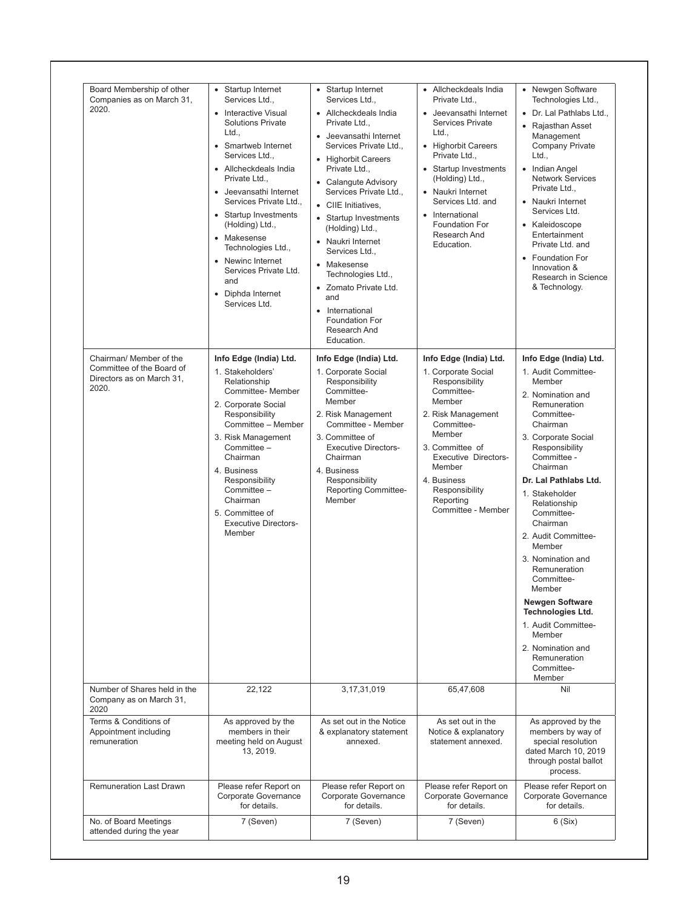| | | | | |
|---|---|---|---|---|
| Board Membership of other Companies as on March 31, 2020. | • Startup Internet Services Ltd.,<br>• Interactive Visual Solutions Private Ltd.,<br>• Smartweb Internet Services Ltd.,<br>• Allcheckdeals India Private Ltd.,<br>• Jeevansathi Internet Services Private Ltd.,<br>• Startup Investments (Holding) Ltd.,<br>• Makesense Technologies Ltd.,<br>• Newinc Internet Services Private Ltd. and<br>• Diphda Internet Services Ltd. | • Startup Internet Services Ltd.,<br>• Allcheckdeals India Private Ltd.,<br>• Jeevansathi Internet Services Private Ltd.,<br>• Highorbit Careers Private Ltd.,<br>• Calangute Advisory Services Private Ltd.,<br>• CIIE Initiatives,<br>• Startup Investments (Holding) Ltd.,<br>• Naukri Internet Services Ltd.,<br>• Makesense Technologies Ltd.,<br>• Zomato Private Ltd. and<br>• International Foundation For Research And Education. | • Allcheckdeals India Private Ltd.,<br>• Jeevansathi Internet Services Private Ltd.,<br>• Highorbit Careers Private Ltd.,<br>• Startup Investments (Holding) Ltd.,<br>• Naukri Internet Services Ltd. and<br>• International Foundation For Research And Education. | • Newgen Software Technologies Ltd.,<br>• Dr. Lal Pathlabs Ltd.,<br>• Rajasthan Asset Management Company Private Ltd.,<br>• Indian Angel Network Services Private Ltd.,<br>• Naukri Internet Services Ltd.<br>• Kaleidoscope Entertainment Private Ltd. and<br>• Foundation For Innovation & Research in Science & Technology. |
| Chairman/ Member of the Committee of the Board of Directors as on March 31, 2020. | **Info Edge (India) Ltd.**<br>1. Stakeholders' Relationship Committee- Member<br>2. Corporate Social Responsibility Committee – Member<br>3. Risk Management Committee – Chairman<br>4. Business Responsibility Committee – Chairman<br>5. Committee of Executive Directors- Member | **Info Edge (India) Ltd.**<br>1. Corporate Social Responsibility Committee- Member<br>2. Risk Management Committee - Member<br>3. Committee of Executive Directors- Chairman<br>4. Business Responsibility Reporting Committee- Member | **Info Edge (India) Ltd.**<br>1. Corporate Social Responsibility Committee- Member<br>2. Risk Management Committee- Member<br>3. Committee of Executive Directors- Member<br>4. Business Responsibility Reporting Committee - Member | **Info Edge (India) Ltd.**<br>1. Audit Committee- Member<br>2. Nomination and Remuneration Committee- Chairman<br>3. Corporate Social Responsibility Committee - Chairman<br>**Dr. Lal Pathlabs Ltd.**<br>1. Stakeholder Relationship Committee- Chairman<br>2. Audit Committee- Member<br>3. Nomination and Remuneration Committee- Member<br>**Newgen Software Technologies Ltd.**<br>1. Audit Committee- Member<br>2. Nomination and Remuneration Committee- Member |
| Number of Shares held in the Company as on March 31, 2020 | 22,122 | 3,17,31,019 | 65,47,608 | Nil |
| Terms & Conditions of Appointment including remuneration | As approved by the members in their meeting held on August 13, 2019. | As set out in the Notice & explanatory statement annexed. | As set out in the Notice & explanatory statement annexed. | As approved by the members by way of special resolution dated March 10, 2019 through postal ballot process. |
| Remuneration Last Drawn | Please refer Report on Corporate Governance for details. | Please refer Report on Corporate Governance for details. | Please refer Report on Corporate Governance for details. | Please refer Report on Corporate Governance for details. |
| No. of Board Meetings attended during the year | 7 (Seven) | 7 (Seven) | 7 (Seven) | 6 (Six) |